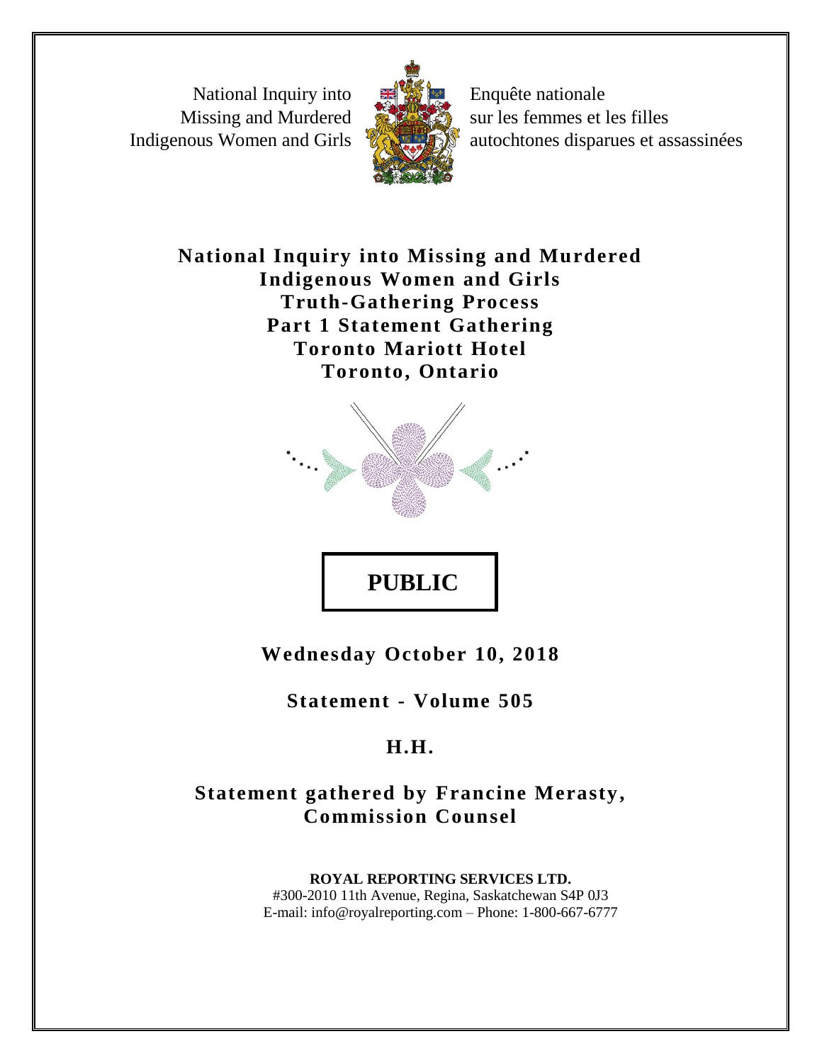National Inquiry into Missing and Murdered Indigenous Women and Girls

Enquête nationale sur les femmes et les filles autochtones disparues et assassinées

# National Inquiry into Missing and Murdered Indigenous Women and Girls Truth-Gathering Process Part 1 Statement Gathering Toronto Mariott Hotel Toronto, Ontario

**PUBLIC**

**Wednesday October 10, 2018**

**Statement - Volume 505**

**H.H.**

**Statement gathered by Francine Merasty, Commission Counsel**

**ROYAL REPORTING SERVICES LTD.**
#300-2010 11th Avenue, Regina, Saskatchewan S4P 0J3
E-mail: info@royalreporting.com – Phone: 1-800-667-6777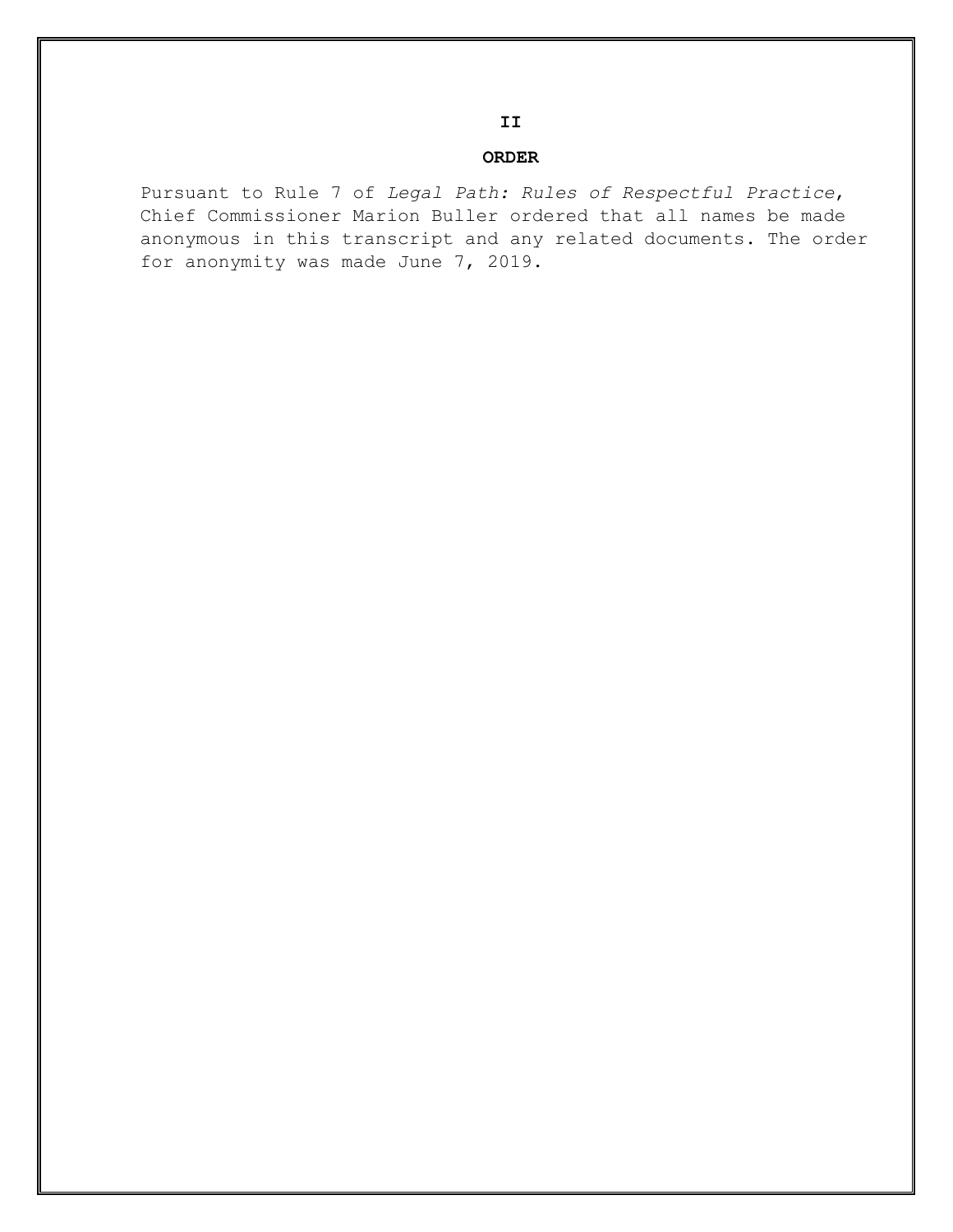**II**

## ORDER

Pursuant to Rule 7 of *Legal Path: Rules of Respectful Practice*, Chief Commissioner Marion Buller ordered that all names be made anonymous in this transcript and any related documents. The order for anonymity was made June 7, 2019.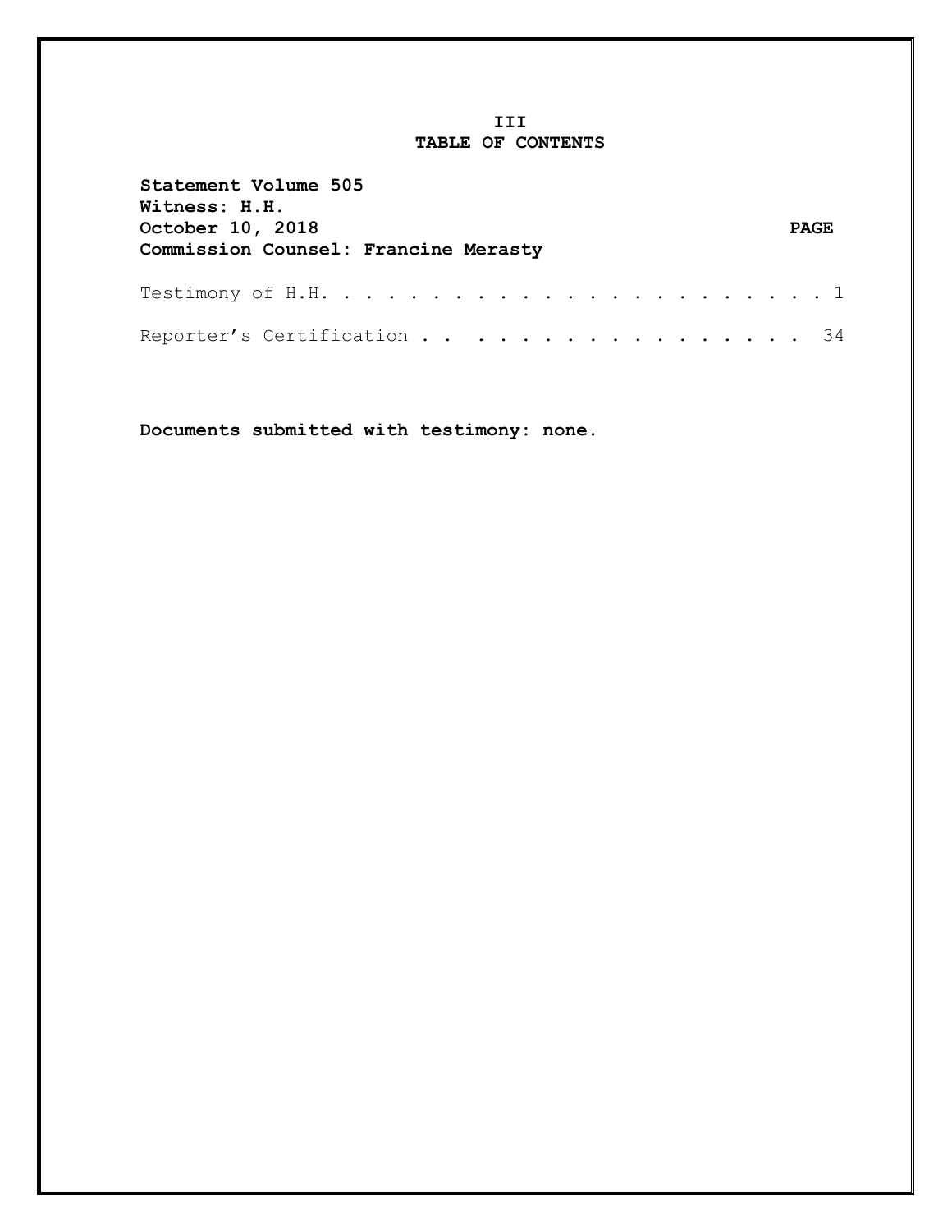**III**
# TABLE OF CONTENTS

**Statement Volume 505**
**Witness: H.H.**
**October 10, 2018**
**Commission Counsel: Francine Merasty**

| | PAGE |
|---|---|
| Testimony of H.H. | 1 |
| Reporter's Certification | 34 |

**Documents submitted with testimony: none.**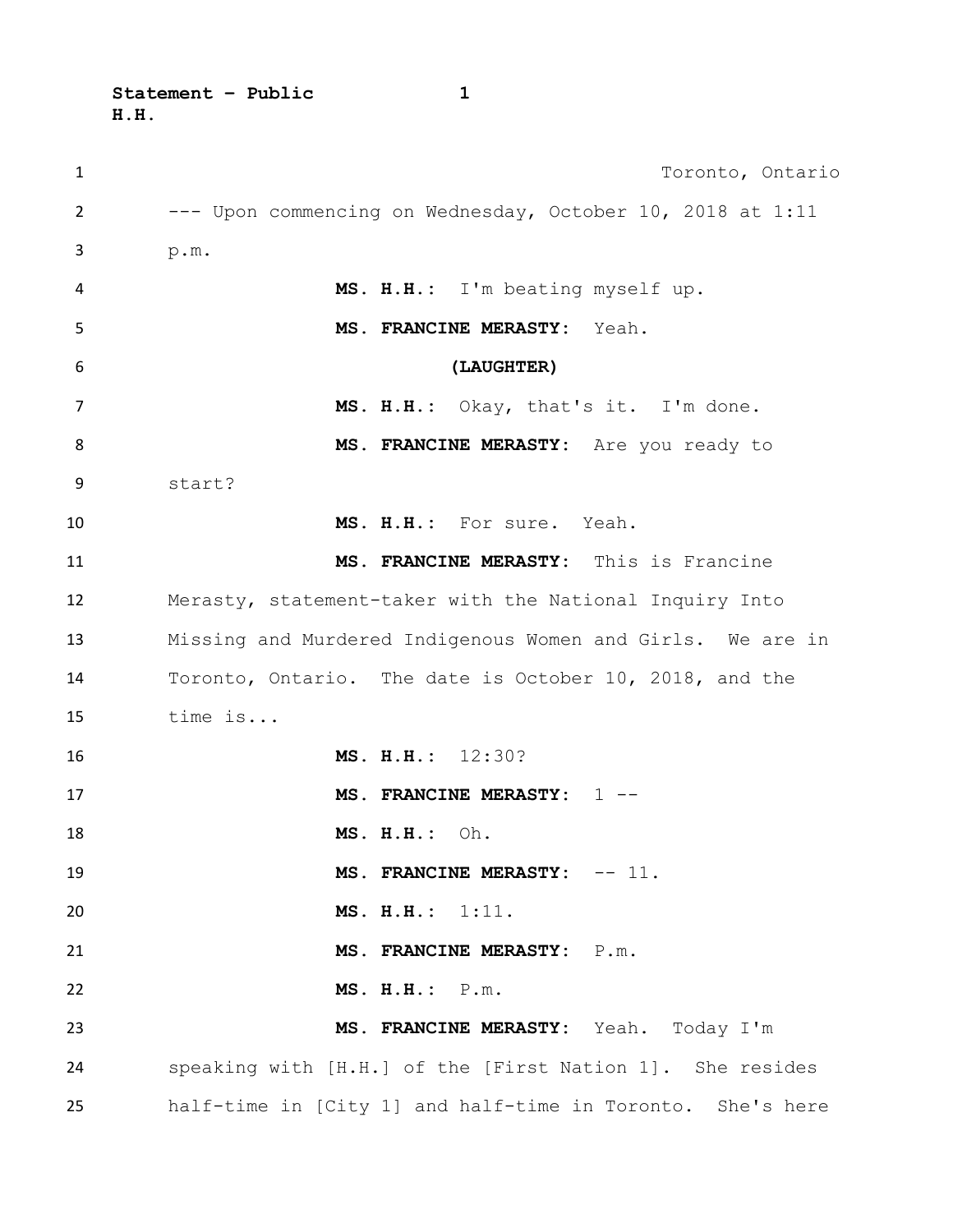Toronto, Ontario

--- Upon commencing on Wednesday, October 10, 2018 at 1:11 p.m.

**MS. H.H.:** I'm beating myself up.

**MS. FRANCINE MERASTY:** Yeah.

**(LAUGHTER)**

**MS. H.H.:** Okay, that's it. I'm done.

**MS. FRANCINE MERASTY:** Are you ready to start?

**MS. H.H.:** For sure. Yeah.

**MS. FRANCINE MERASTY:** This is Francine Merasty, statement-taker with the National Inquiry Into Missing and Murdered Indigenous Women and Girls. We are in Toronto, Ontario. The date is October 10, 2018, and the time is...

**MS. H.H.:** 12:30?

**MS. FRANCINE MERASTY:** 1 --

**MS. H.H.:** Oh.

**MS. FRANCINE MERASTY:** -- 11.

**MS. H.H.:** 1:11.

**MS. FRANCINE MERASTY:** P.m.

**MS. H.H.:** P.m.

**MS. FRANCINE MERASTY:** Yeah. Today I'm speaking with [H.H.] of the [First Nation 1]. She resides half-time in [City 1] and half-time in Toronto. She's here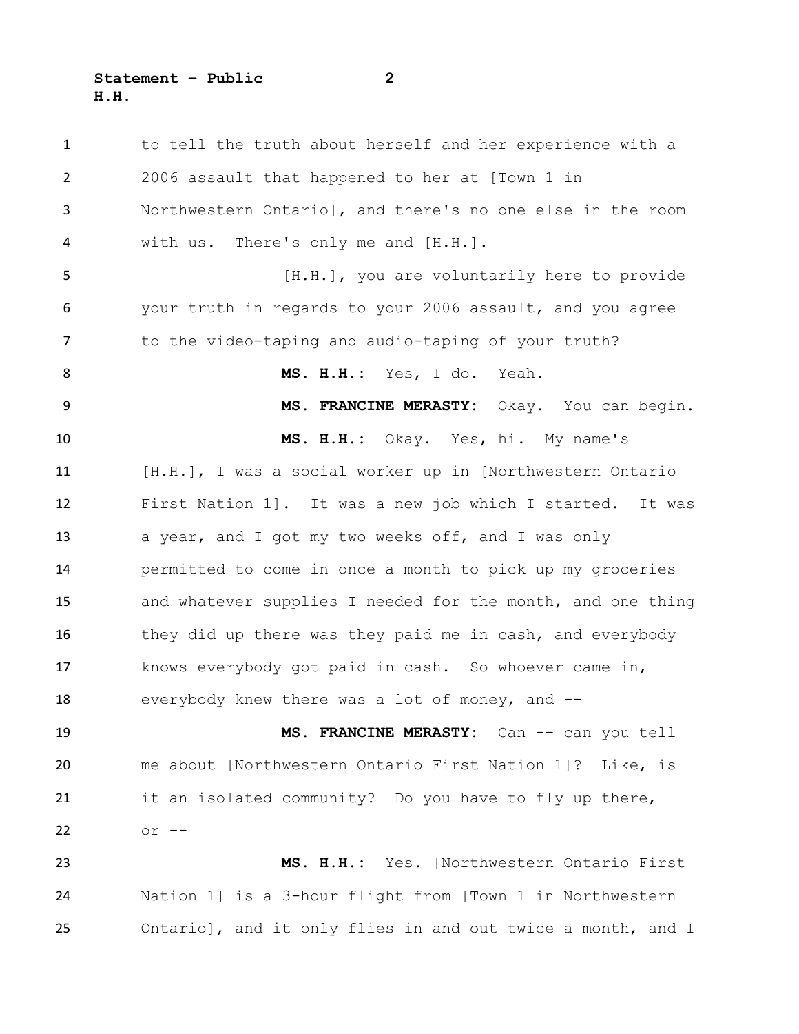to tell the truth about herself and her experience with a 2006 assault that happened to her at [Town 1 in Northwestern Ontario], and there's no one else in the room with us. There's only me and [H.H.].

[H.H.], you are voluntarily here to provide your truth in regards to your 2006 assault, and you agree to the video-taping and audio-taping of your truth?

**MS. H.H.:** Yes, I do. Yeah.

**MS. FRANCINE MERASTY:** Okay. You can begin.

**MS. H.H.:** Okay. Yes, hi. My name's [H.H.], I was a social worker up in [Northwestern Ontario First Nation 1]. It was a new job which I started. It was a year, and I got my two weeks off, and I was only permitted to come in once a month to pick up my groceries and whatever supplies I needed for the month, and one thing they did up there was they paid me in cash, and everybody knows everybody got paid in cash. So whoever came in, everybody knew there was a lot of money, and --

**MS. FRANCINE MERASTY:** Can -- can you tell me about [Northwestern Ontario First Nation 1]? Like, is it an isolated community? Do you have to fly up there, or --

**MS. H.H.:** Yes. [Northwestern Ontario First Nation 1] is a 3-hour flight from [Town 1 in Northwestern Ontario], and it only flies in and out twice a month, and I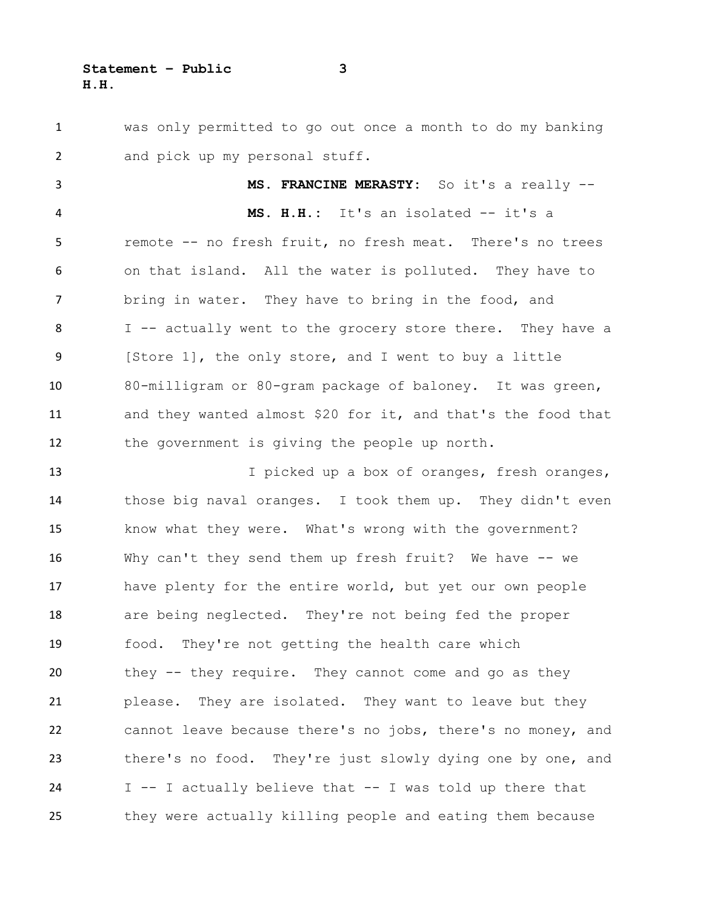was only permitted to go out once a month to do my banking and pick up my personal stuff.

**MS. FRANCINE MERASTY:** So it's a really --

**MS. H.H.:** It's an isolated -- it's a remote -- no fresh fruit, no fresh meat. There's no trees on that island. All the water is polluted. They have to bring in water. They have to bring in the food, and I -- actually went to the grocery store there. They have a [Store 1], the only store, and I went to buy a little 80-milligram or 80-gram package of baloney. It was green, and they wanted almost $20 for it, and that's the food that the government is giving the people up north.

I picked up a box of oranges, fresh oranges, those big naval oranges. I took them up. They didn't even know what they were. What's wrong with the government? Why can't they send them up fresh fruit? We have -- we have plenty for the entire world, but yet our own people are being neglected. They're not being fed the proper food. They're not getting the health care which they -- they require. They cannot come and go as they please. They are isolated. They want to leave but they cannot leave because there's no jobs, there's no money, and there's no food. They're just slowly dying one by one, and I -- I actually believe that -- I was told up there that they were actually killing people and eating them because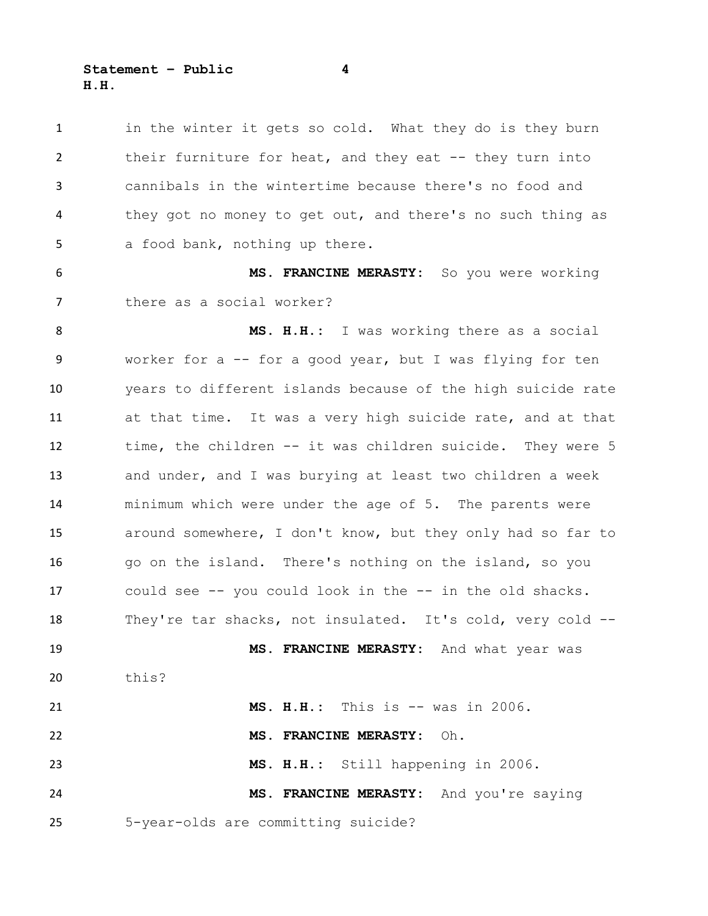in the winter it gets so cold. What they do is they burn their furniture for heat, and they eat -- they turn into cannibals in the wintertime because there's no food and they got no money to get out, and there's no such thing as a food bank, nothing up there.

**MS. FRANCINE MERASTY:** So you were working there as a social worker?

**MS. H.H.:** I was working there as a social worker for a -- for a good year, but I was flying for ten years to different islands because of the high suicide rate at that time. It was a very high suicide rate, and at that time, the children -- it was children suicide. They were 5 and under, and I was burying at least two children a week minimum which were under the age of 5. The parents were around somewhere, I don't know, but they only had so far to go on the island. There's nothing on the island, so you could see -- you could look in the -- in the old shacks. They're tar shacks, not insulated. It's cold, very cold --

**MS. FRANCINE MERASTY:** And what year was this?

**MS. H.H.:** This is -- was in 2006.

**MS. FRANCINE MERASTY:** Oh.

**MS. H.H.:** Still happening in 2006.

**MS. FRANCINE MERASTY:** And you're saying 5-year-olds are committing suicide?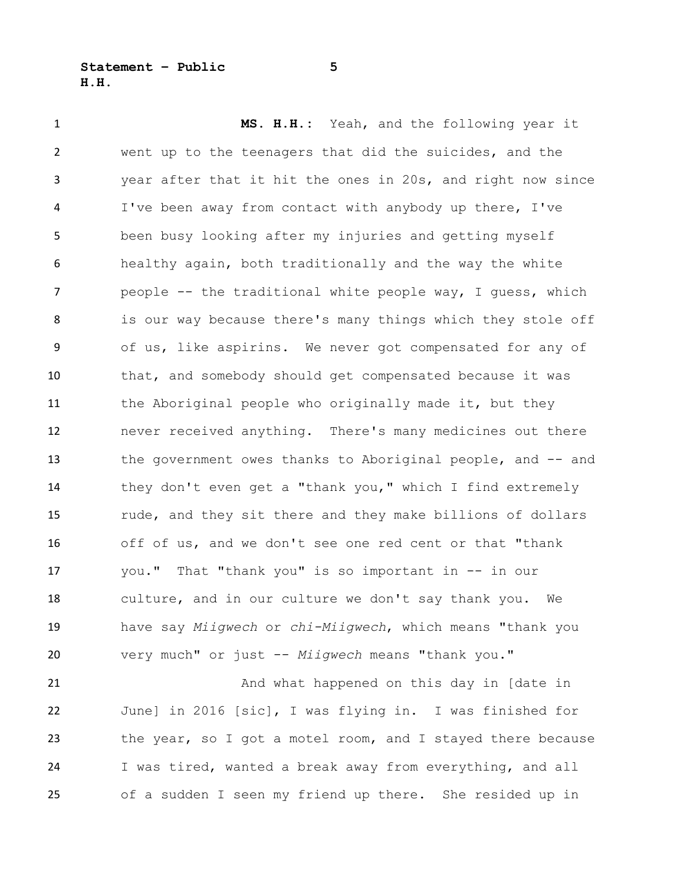**MS. H.H.:** Yeah, and the following year it went up to the teenagers that did the suicides, and the year after that it hit the ones in 20s, and right now since I've been away from contact with anybody up there, I've been busy looking after my injuries and getting myself healthy again, both traditionally and the way the white people -- the traditional white people way, I guess, which is our way because there's many things which they stole off of us, like aspirins. We never got compensated for any of that, and somebody should get compensated because it was the Aboriginal people who originally made it, but they never received anything. There's many medicines out there the government owes thanks to Aboriginal people, and -- and they don't even get a "thank you," which I find extremely rude, and they sit there and they make billions of dollars off of us, and we don't see one red cent or that "thank you." That "thank you" is so important in -- in our culture, and in our culture we don't say thank you. We have say *Miigwech* or *chi-Miigwech*, which means "thank you very much" or just -- *Miigwech* means "thank you."

And what happened on this day in [date in June] in 2016 [sic], I was flying in. I was finished for the year, so I got a motel room, and I stayed there because I was tired, wanted a break away from everything, and all of a sudden I seen my friend up there. She resided up in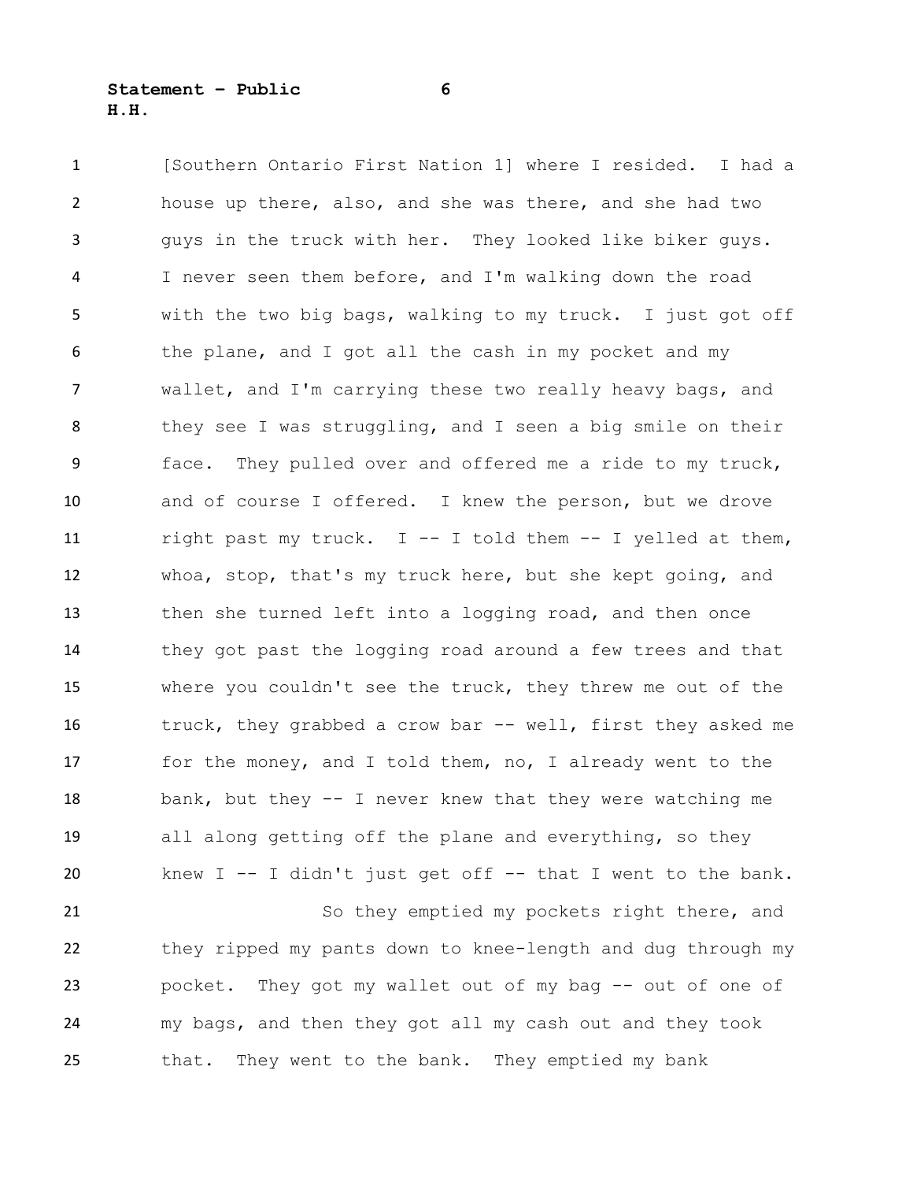[Southern Ontario First Nation 1] where I resided. I had a house up there, also, and she was there, and she had two guys in the truck with her. They looked like biker guys. I never seen them before, and I'm walking down the road with the two big bags, walking to my truck. I just got off the plane, and I got all the cash in my pocket and my wallet, and I'm carrying these two really heavy bags, and they see I was struggling, and I seen a big smile on their face. They pulled over and offered me a ride to my truck, and of course I offered. I knew the person, but we drove right past my truck. I -- I told them -- I yelled at them, whoa, stop, that's my truck here, but she kept going, and then she turned left into a logging road, and then once they got past the logging road around a few trees and that where you couldn't see the truck, they threw me out of the truck, they grabbed a crow bar -- well, first they asked me for the money, and I told them, no, I already went to the bank, but they -- I never knew that they were watching me all along getting off the plane and everything, so they knew I -- I didn't just get off -- that I went to the bank.

So they emptied my pockets right there, and they ripped my pants down to knee-length and dug through my pocket. They got my wallet out of my bag -- out of one of my bags, and then they got all my cash out and they took that. They went to the bank. They emptied my bank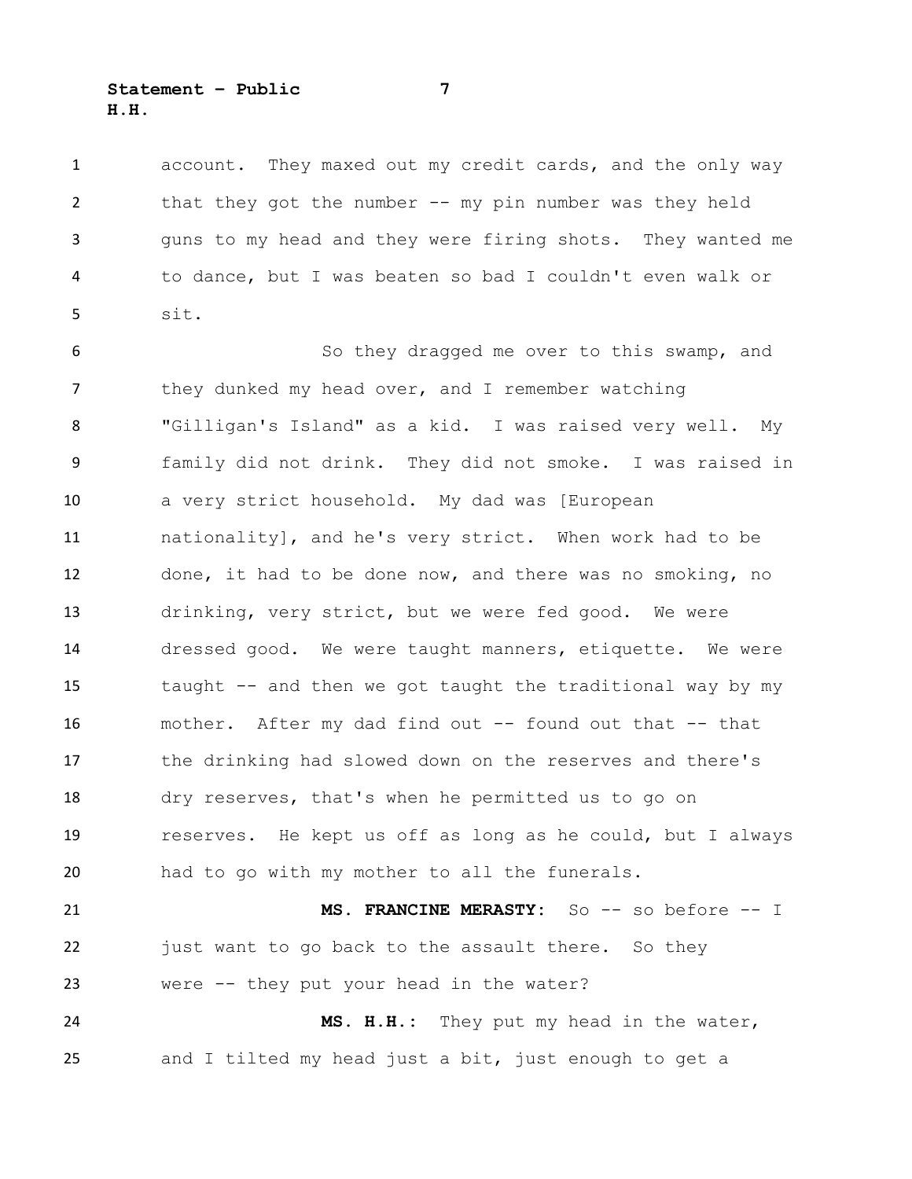account. They maxed out my credit cards, and the only way that they got the number -- my pin number was they held guns to my head and they were firing shots. They wanted me to dance, but I was beaten so bad I couldn't even walk or sit.

So they dragged me over to this swamp, and they dunked my head over, and I remember watching "Gilligan's Island" as a kid. I was raised very well. My family did not drink. They did not smoke. I was raised in a very strict household. My dad was [European nationality], and he's very strict. When work had to be done, it had to be done now, and there was no smoking, no drinking, very strict, but we were fed good. We were dressed good. We were taught manners, etiquette. We were taught -- and then we got taught the traditional way by my mother. After my dad find out -- found out that -- that the drinking had slowed down on the reserves and there's dry reserves, that's when he permitted us to go on reserves. He kept us off as long as he could, but I always had to go with my mother to all the funerals.

**MS. FRANCINE MERASTY:** So -- so before -- I just want to go back to the assault there. So they were -- they put your head in the water?

**MS. H.H.:** They put my head in the water, and I tilted my head just a bit, just enough to get a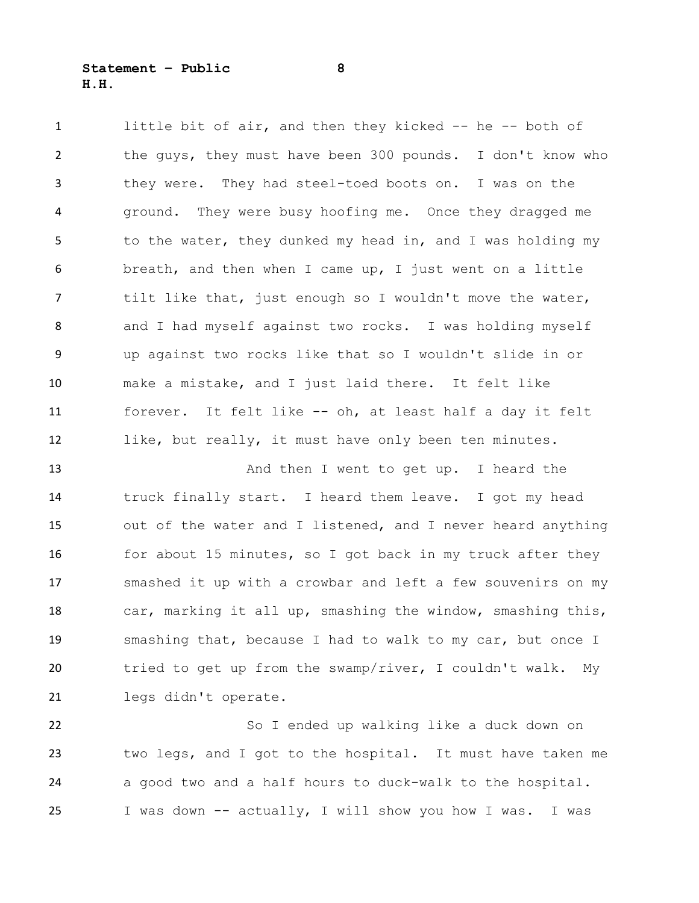little bit of air, and then they kicked -- he -- both of the guys, they must have been 300 pounds. I don't know who they were. They had steel-toed boots on. I was on the ground. They were busy hoofing me. Once they dragged me to the water, they dunked my head in, and I was holding my breath, and then when I came up, I just went on a little tilt like that, just enough so I wouldn't move the water, and I had myself against two rocks. I was holding myself up against two rocks like that so I wouldn't slide in or make a mistake, and I just laid there. It felt like forever. It felt like -- oh, at least half a day it felt like, but really, it must have only been ten minutes.

And then I went to get up. I heard the truck finally start. I heard them leave. I got my head out of the water and I listened, and I never heard anything for about 15 minutes, so I got back in my truck after they smashed it up with a crowbar and left a few souvenirs on my car, marking it all up, smashing the window, smashing this, smashing that, because I had to walk to my car, but once I tried to get up from the swamp/river, I couldn't walk. My legs didn't operate.

So I ended up walking like a duck down on two legs, and I got to the hospital. It must have taken me a good two and a half hours to duck-walk to the hospital. I was down -- actually, I will show you how I was. I was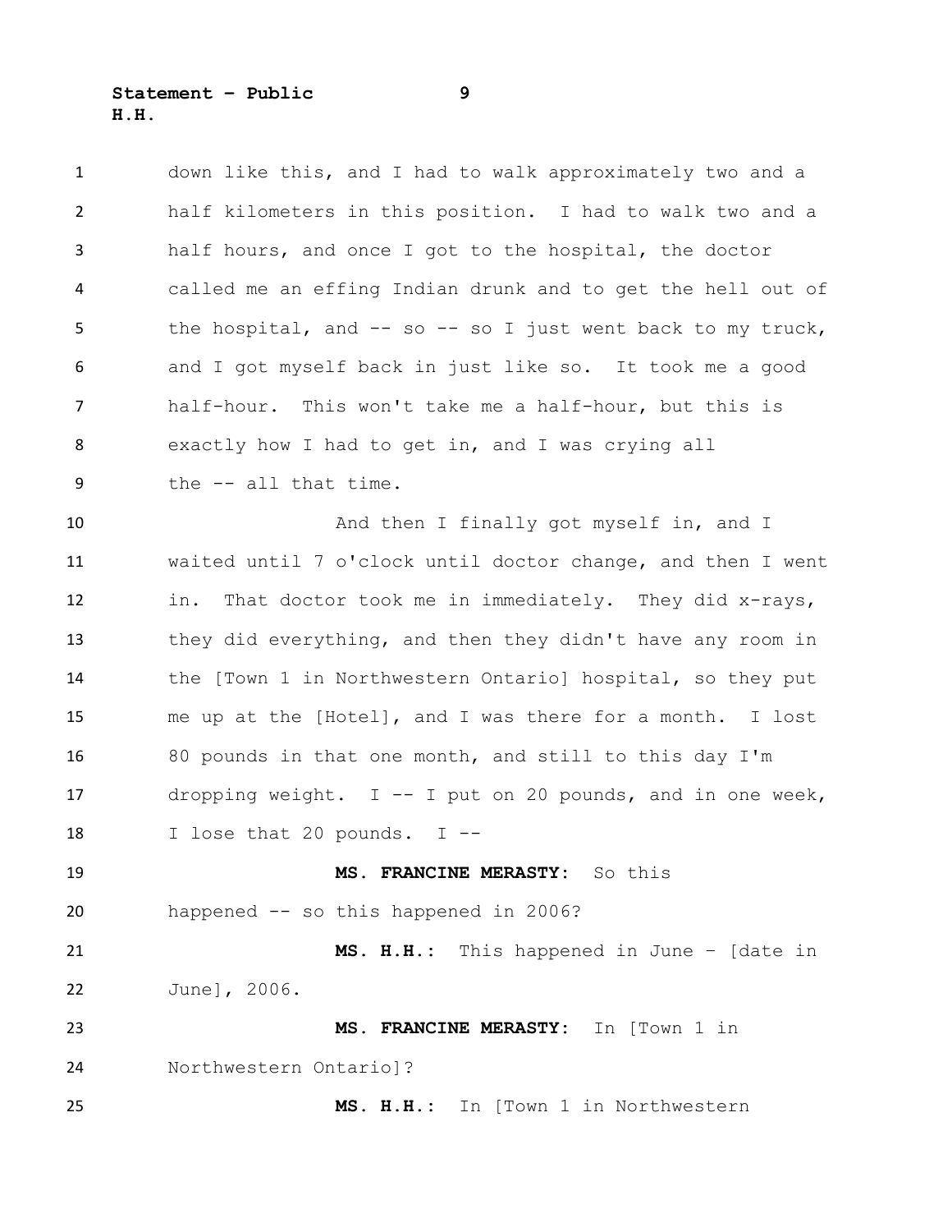down like this, and I had to walk approximately two and a half kilometers in this position. I had to walk two and a half hours, and once I got to the hospital, the doctor called me an effing Indian drunk and to get the hell out of the hospital, and -- so -- so I just went back to my truck, and I got myself back in just like so. It took me a good half-hour. This won't take me a half-hour, but this is exactly how I had to get in, and I was crying all the -- all that time.

And then I finally got myself in, and I waited until 7 o'clock until doctor change, and then I went in. That doctor took me in immediately. They did x-rays, they did everything, and then they didn't have any room in the [Town 1 in Northwestern Ontario] hospital, so they put me up at the [Hotel], and I was there for a month. I lost 80 pounds in that one month, and still to this day I'm dropping weight. I -- I put on 20 pounds, and in one week, I lose that 20 pounds. I --

**MS. FRANCINE MERASTY:** So this happened -- so this happened in 2006?

**MS. H.H.:** This happened in June – [date in June], 2006.

**MS. FRANCINE MERASTY:** In [Town 1 in Northwestern Ontario]?

**MS. H.H.:** In [Town 1 in Northwestern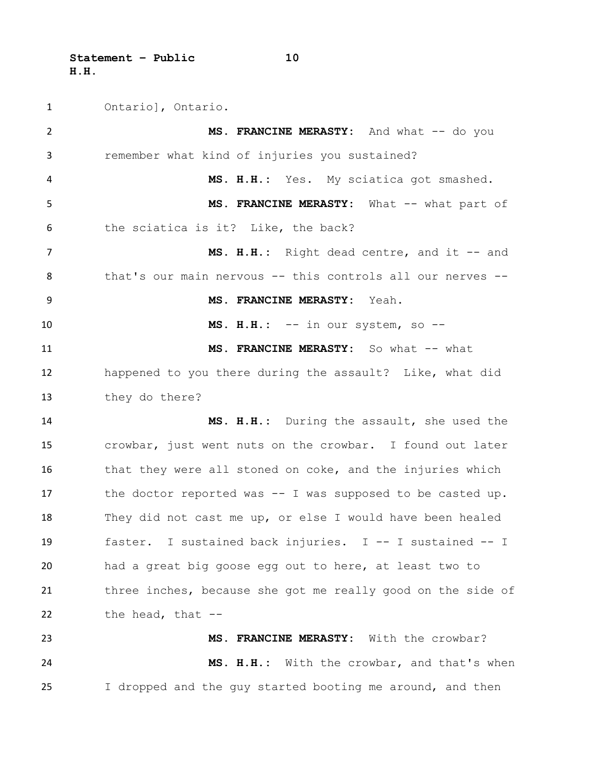Ontario], Ontario.

**MS. FRANCINE MERASTY:** And what -- do you remember what kind of injuries you sustained?

**MS. H.H.:** Yes. My sciatica got smashed.

**MS. FRANCINE MERASTY:** What -- what part of the sciatica is it? Like, the back?

**MS. H.H.:** Right dead centre, and it -- and that's our main nervous -- this controls all our nerves --

**MS. FRANCINE MERASTY:** Yeah.

**MS. H.H.:** -- in our system, so --

**MS. FRANCINE MERASTY:** So what -- what happened to you there during the assault? Like, what did they do there?

**MS. H.H.:** During the assault, she used the crowbar, just went nuts on the crowbar. I found out later that they were all stoned on coke, and the injuries which the doctor reported was -- I was supposed to be casted up. They did not cast me up, or else I would have been healed faster. I sustained back injuries. I -- I sustained -- I had a great big goose egg out to here, at least two to three inches, because she got me really good on the side of the head, that --

**MS. FRANCINE MERASTY:** With the crowbar?

**MS. H.H.:** With the crowbar, and that's when I dropped and the guy started booting me around, and then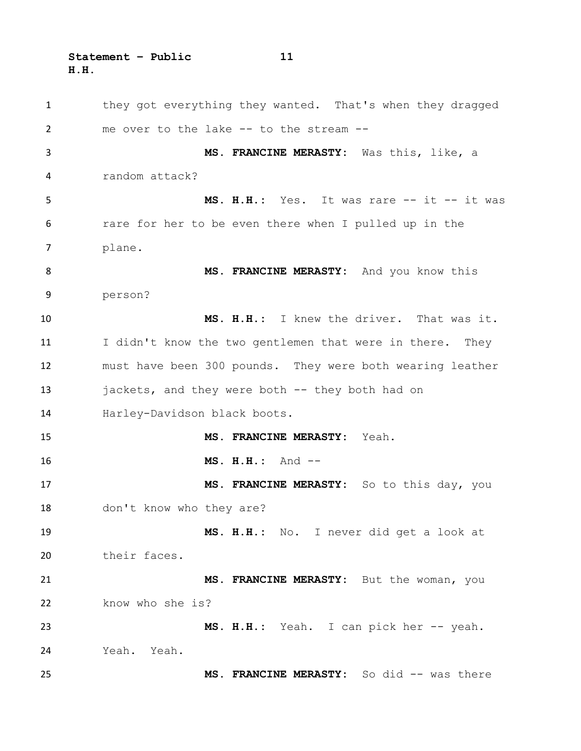they got everything they wanted. That's when they dragged me over to the lake -- to the stream --

**MS. FRANCINE MERASTY:** Was this, like, a random attack?

**MS. H.H.:** Yes. It was rare -- it -- it was rare for her to be even there when I pulled up in the plane.

**MS. FRANCINE MERASTY:** And you know this person?

**MS. H.H.:** I knew the driver. That was it. I didn't know the two gentlemen that were in there. They must have been 300 pounds. They were both wearing leather jackets, and they were both -- they both had on Harley-Davidson black boots.

**MS. FRANCINE MERASTY:** Yeah.

**MS. H.H.:** And --

**MS. FRANCINE MERASTY:** So to this day, you don't know who they are?

**MS. H.H.:** No. I never did get a look at their faces.

**MS. FRANCINE MERASTY:** But the woman, you know who she is?

**MS. H.H.:** Yeah. I can pick her -- yeah. Yeah. Yeah.

**MS. FRANCINE MERASTY:** So did -- was there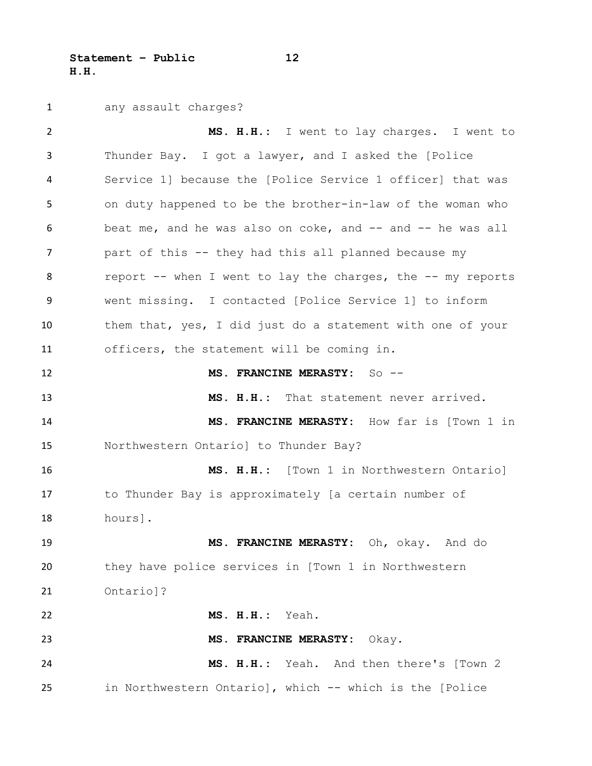any assault charges?

**MS. H.H.:** I went to lay charges. I went to Thunder Bay. I got a lawyer, and I asked the [Police Service 1] because the [Police Service 1 officer] that was on duty happened to be the brother-in-law of the woman who beat me, and he was also on coke, and -- and -- he was all part of this -- they had this all planned because my report -- when I went to lay the charges, the -- my reports went missing. I contacted [Police Service 1] to inform them that, yes, I did just do a statement with one of your officers, the statement will be coming in.

**MS. FRANCINE MERASTY:** So --

**MS. H.H.:** That statement never arrived.

**MS. FRANCINE MERASTY:** How far is [Town 1 in Northwestern Ontario] to Thunder Bay?

**MS. H.H.:** [Town 1 in Northwestern Ontario] to Thunder Bay is approximately [a certain number of hours].

**MS. FRANCINE MERASTY:** Oh, okay. And do they have police services in [Town 1 in Northwestern Ontario]?

**MS. H.H.:** Yeah.

**MS. FRANCINE MERASTY:** Okay.

**MS. H.H.:** Yeah. And then there's [Town 2 in Northwestern Ontario], which -- which is the [Police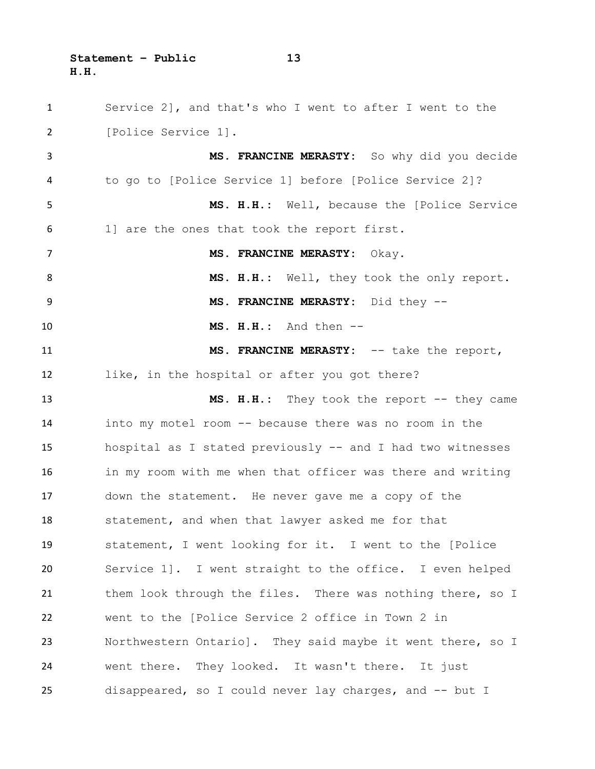Service 2], and that's who I went to after I went to the [Police Service 1].

**MS. FRANCINE MERASTY:** So why did you decide to go to [Police Service 1] before [Police Service 2]?

**MS. H.H.:** Well, because the [Police Service 1] are the ones that took the report first.

**MS. FRANCINE MERASTY:** Okay.

**MS. H.H.:** Well, they took the only report.

**MS. FRANCINE MERASTY:** Did they --

**MS. H.H.:** And then --

**MS. FRANCINE MERASTY:** -- take the report, like, in the hospital or after you got there?

**MS. H.H.:** They took the report -- they came into my motel room -- because there was no room in the hospital as I stated previously -- and I had two witnesses in my room with me when that officer was there and writing down the statement. He never gave me a copy of the statement, and when that lawyer asked me for that statement, I went looking for it. I went to the [Police Service 1]. I went straight to the office. I even helped them look through the files. There was nothing there, so I went to the [Police Service 2 office in Town 2 in Northwestern Ontario]. They said maybe it went there, so I went there. They looked. It wasn't there. It just disappeared, so I could never lay charges, and -- but I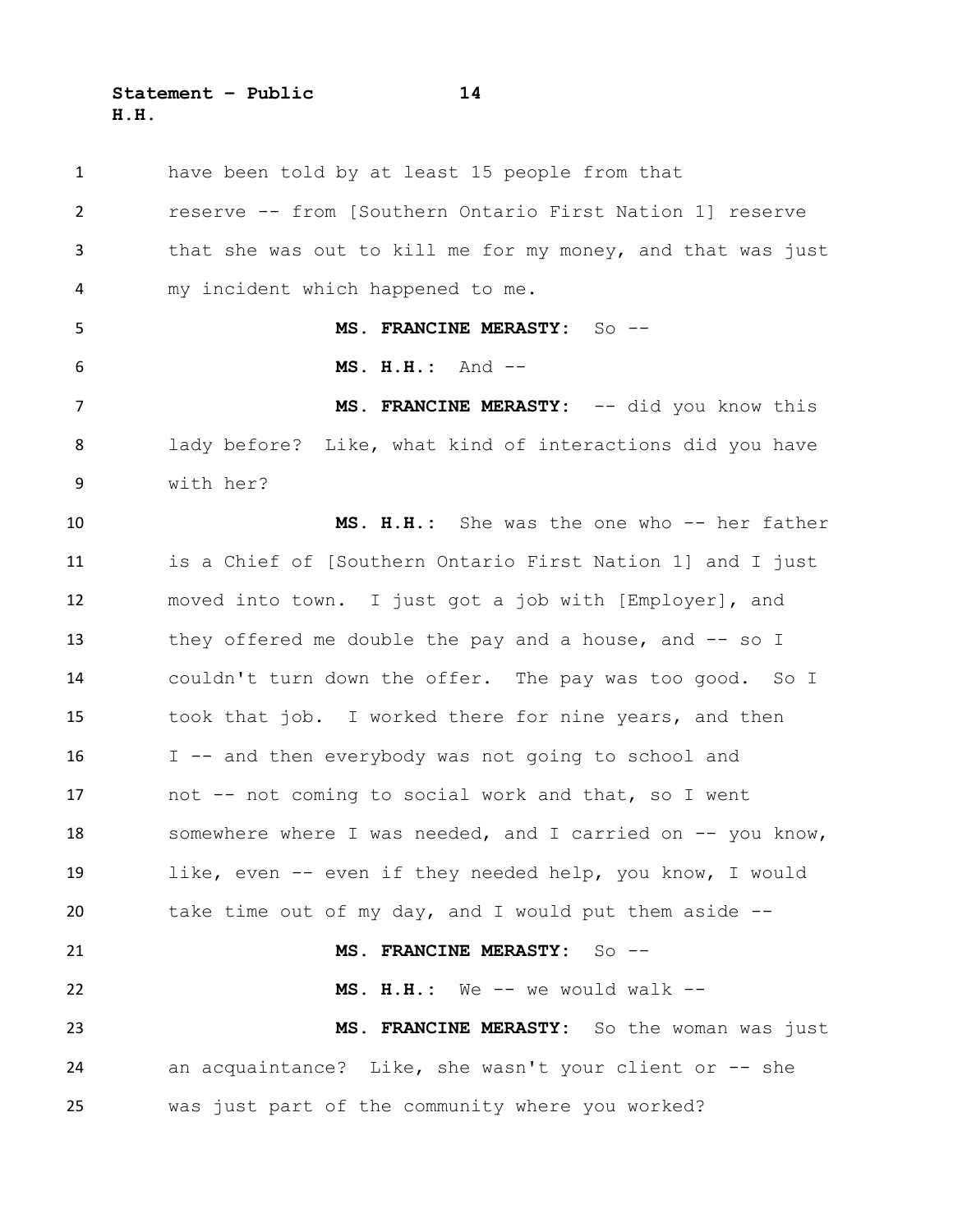have been told by at least 15 people from that reserve -- from [Southern Ontario First Nation 1] reserve that she was out to kill me for my money, and that was just my incident which happened to me.

**MS. FRANCINE MERASTY:** So --

**MS. H.H.:** And --

**MS. FRANCINE MERASTY:** -- did you know this lady before? Like, what kind of interactions did you have with her?

**MS. H.H.:** She was the one who -- her father is a Chief of [Southern Ontario First Nation 1] and I just moved into town. I just got a job with [Employer], and they offered me double the pay and a house, and -- so I couldn't turn down the offer. The pay was too good. So I took that job. I worked there for nine years, and then I -- and then everybody was not going to school and not -- not coming to social work and that, so I went somewhere where I was needed, and I carried on -- you know, like, even -- even if they needed help, you know, I would take time out of my day, and I would put them aside --

**MS. FRANCINE MERASTY:** So --

**MS. H.H.:** We -- we would walk --

**MS. FRANCINE MERASTY:** So the woman was just an acquaintance? Like, she wasn't your client or -- she was just part of the community where you worked?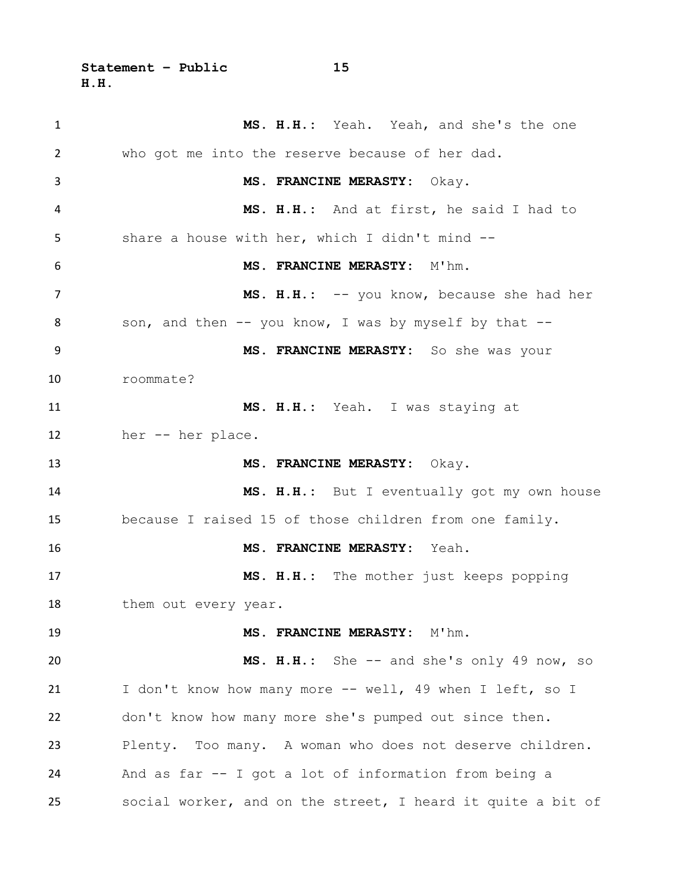**MS. H.H.:** Yeah. Yeah, and she's the one who got me into the reserve because of her dad.

**MS. FRANCINE MERASTY:** Okay.

**MS. H.H.:** And at first, he said I had to share a house with her, which I didn't mind --

**MS. FRANCINE MERASTY:** M'hm.

**MS. H.H.:** -- you know, because she had her son, and then -- you know, I was by myself by that --

**MS. FRANCINE MERASTY:** So she was your roommate?

**MS. H.H.:** Yeah. I was staying at her -- her place.

**MS. FRANCINE MERASTY:** Okay.

**MS. H.H.:** But I eventually got my own house because I raised 15 of those children from one family.

**MS. FRANCINE MERASTY:** Yeah.

**MS. H.H.:** The mother just keeps popping them out every year.

**MS. FRANCINE MERASTY:** M'hm.

**MS. H.H.:** She -- and she's only 49 now, so I don't know how many more -- well, 49 when I left, so I don't know how many more she's pumped out since then. Plenty. Too many. A woman who does not deserve children. And as far -- I got a lot of information from being a social worker, and on the street, I heard it quite a bit of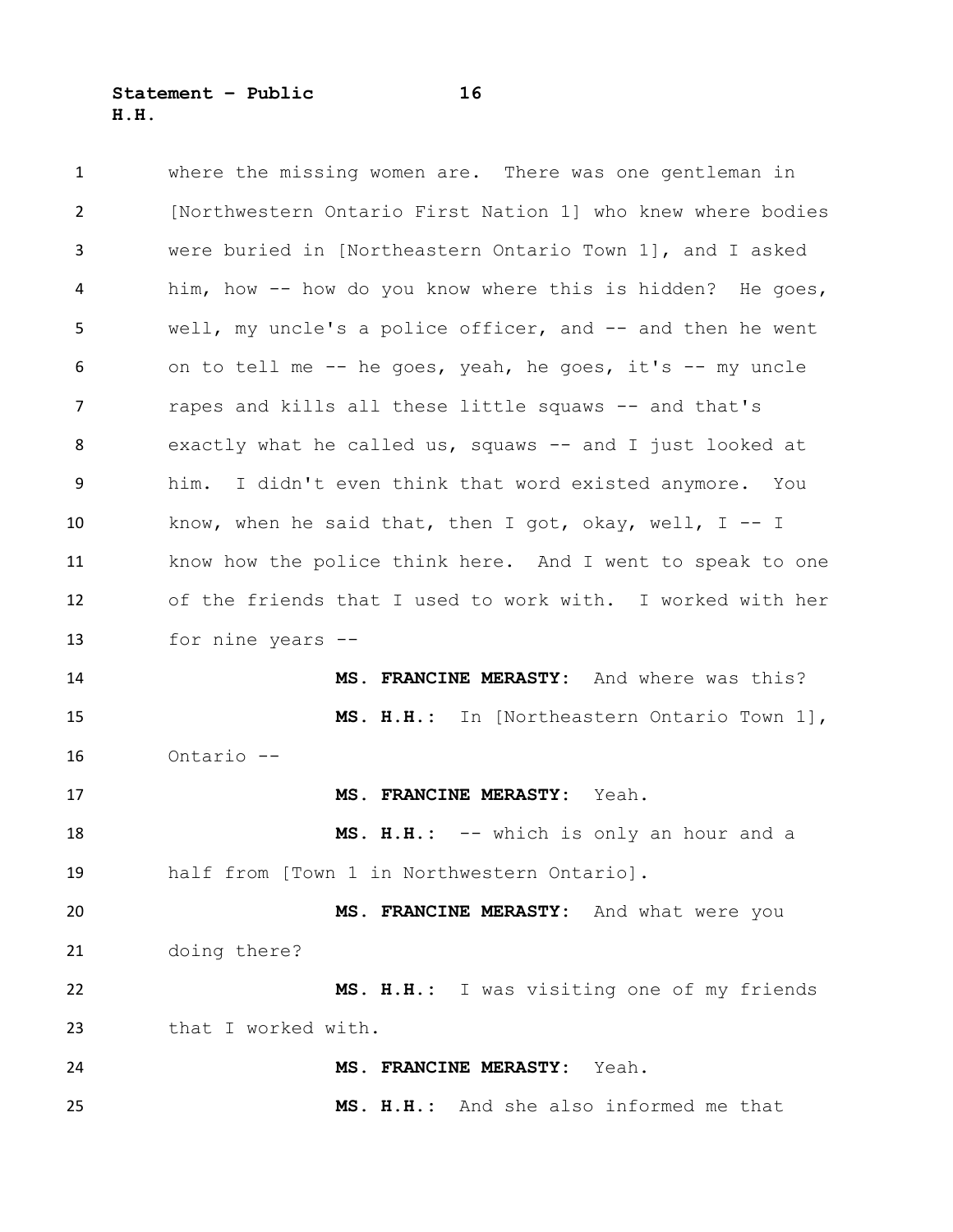where the missing women are. There was one gentleman in [Northwestern Ontario First Nation 1] who knew where bodies were buried in [Northeastern Ontario Town 1], and I asked him, how -- how do you know where this is hidden? He goes, well, my uncle's a police officer, and -- and then he went on to tell me -- he goes, yeah, he goes, it's -- my uncle rapes and kills all these little squaws -- and that's exactly what he called us, squaws -- and I just looked at him. I didn't even think that word existed anymore. You know, when he said that, then I got, okay, well, I -- I know how the police think here. And I went to speak to one of the friends that I used to work with. I worked with her for nine years --

**MS. FRANCINE MERASTY:** And where was this?

**MS. H.H.:** In [Northeastern Ontario Town 1], Ontario --

**MS. FRANCINE MERASTY:** Yeah.

**MS. H.H.:** -- which is only an hour and a half from [Town 1 in Northwestern Ontario].

**MS. FRANCINE MERASTY:** And what were you doing there?

**MS. H.H.:** I was visiting one of my friends that I worked with.

**MS. FRANCINE MERASTY:** Yeah.

**MS. H.H.:** And she also informed me that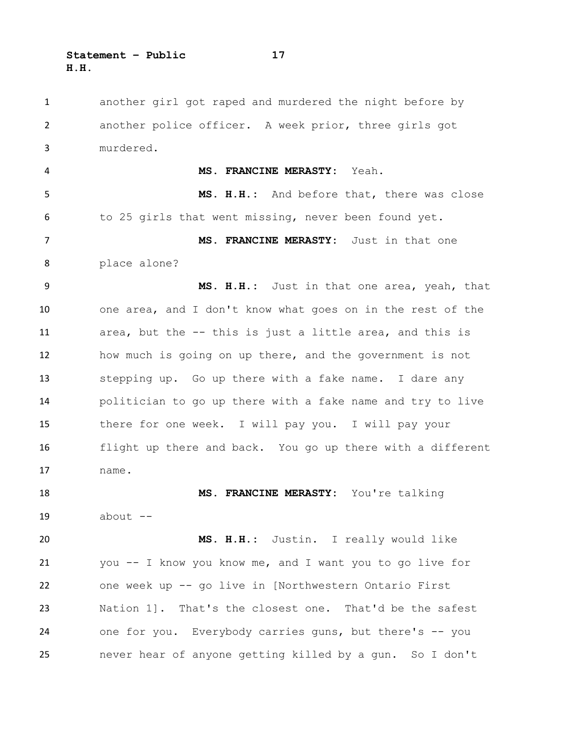another girl got raped and murdered the night before by another police officer. A week prior, three girls got murdered.

**MS. FRANCINE MERASTY:** Yeah.

**MS. H.H.:** And before that, there was close to 25 girls that went missing, never been found yet.

**MS. FRANCINE MERASTY:** Just in that one place alone?

**MS. H.H.:** Just in that one area, yeah, that one area, and I don't know what goes on in the rest of the area, but the -- this is just a little area, and this is how much is going on up there, and the government is not stepping up. Go up there with a fake name. I dare any politician to go up there with a fake name and try to live there for one week. I will pay you. I will pay your flight up there and back. You go up there with a different name.

**MS. FRANCINE MERASTY:** You're talking about --

**MS. H.H.:** Justin. I really would like you -- I know you know me, and I want you to go live for one week up -- go live in [Northwestern Ontario First Nation 1]. That's the closest one. That'd be the safest one for you. Everybody carries guns, but there's -- you never hear of anyone getting killed by a gun. So I don't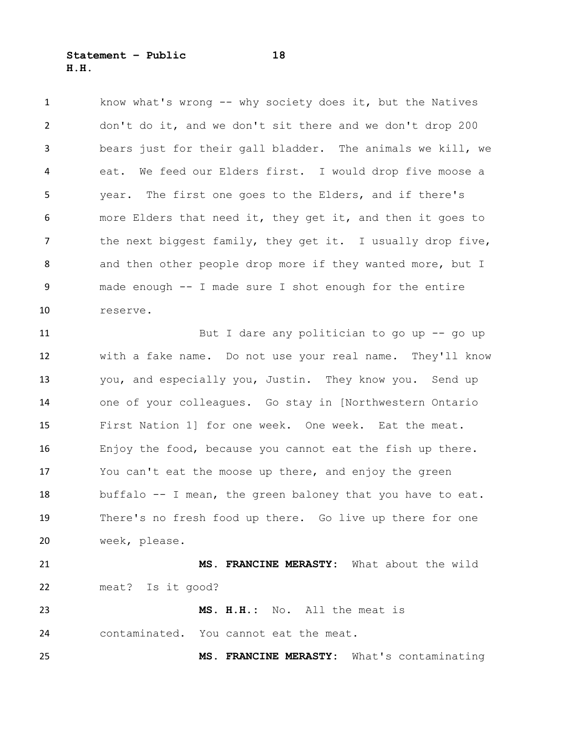know what's wrong -- why society does it, but the Natives don't do it, and we don't sit there and we don't drop 200 bears just for their gall bladder. The animals we kill, we eat. We feed our Elders first. I would drop five moose a year. The first one goes to the Elders, and if there's more Elders that need it, they get it, and then it goes to the next biggest family, they get it. I usually drop five, and then other people drop more if they wanted more, but I made enough -- I made sure I shot enough for the entire reserve.

But I dare any politician to go up -- go up with a fake name. Do not use your real name. They'll know you, and especially you, Justin. They know you. Send up one of your colleagues. Go stay in [Northwestern Ontario First Nation 1] for one week. One week. Eat the meat. Enjoy the food, because you cannot eat the fish up there. You can't eat the moose up there, and enjoy the green buffalo -- I mean, the green baloney that you have to eat. There's no fresh food up there. Go live up there for one week, please.

**MS. FRANCINE MERASTY:** What about the wild meat? Is it good?

**MS. H.H.:** No. All the meat is contaminated. You cannot eat the meat.

**MS. FRANCINE MERASTY:** What's contaminating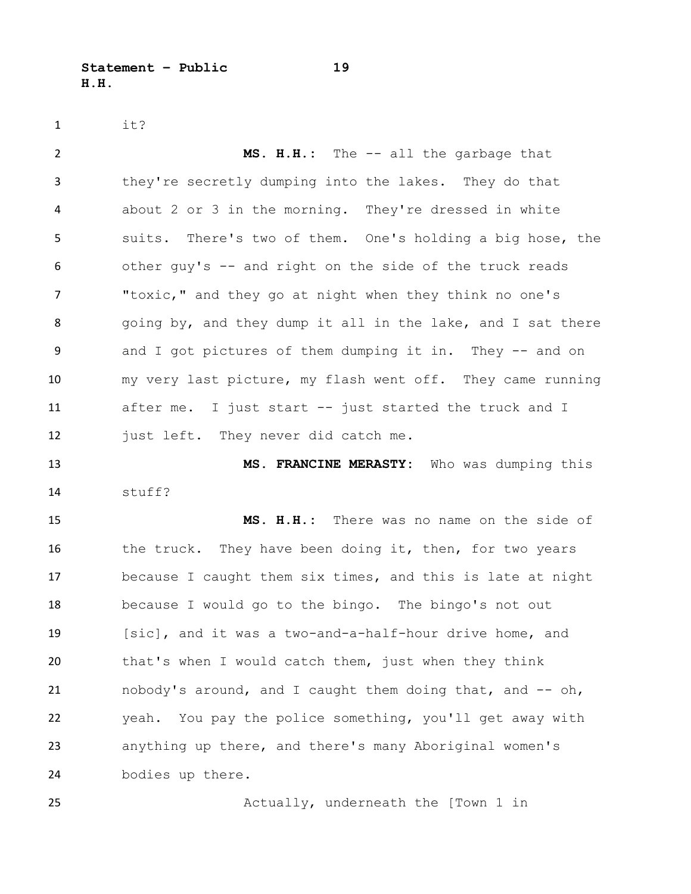it?

**MS. H.H.:** The -- all the garbage that they're secretly dumping into the lakes. They do that about 2 or 3 in the morning. They're dressed in white suits. There's two of them. One's holding a big hose, the other guy's -- and right on the side of the truck reads "toxic," and they go at night when they think no one's going by, and they dump it all in the lake, and I sat there and I got pictures of them dumping it in. They -- and on my very last picture, my flash went off. They came running after me. I just start -- just started the truck and I just left. They never did catch me.

**MS. FRANCINE MERASTY:** Who was dumping this stuff?

**MS. H.H.:** There was no name on the side of the truck. They have been doing it, then, for two years because I caught them six times, and this is late at night because I would go to the bingo. The bingo's not out [sic], and it was a two-and-a-half-hour drive home, and that's when I would catch them, just when they think nobody's around, and I caught them doing that, and -- oh, yeah. You pay the police something, you'll get away with anything up there, and there's many Aboriginal women's bodies up there.

Actually, underneath the [Town 1 in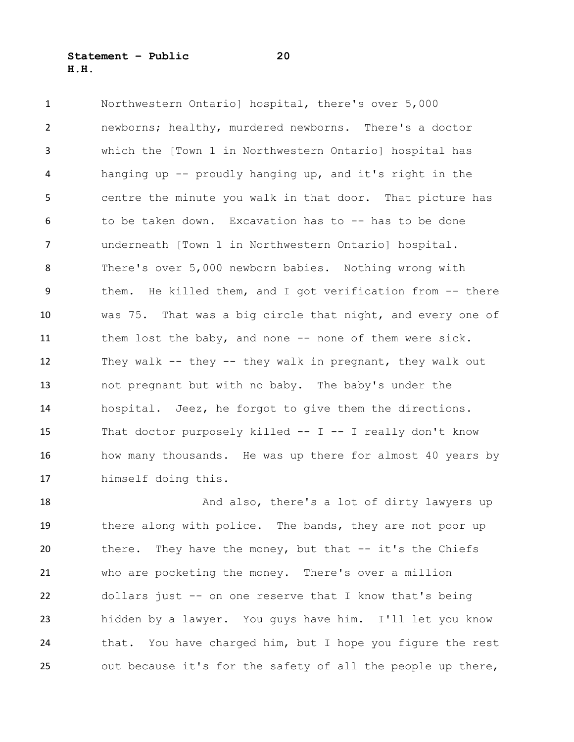Northwestern Ontario] hospital, there's over 5,000 newborns; healthy, murdered newborns. There's a doctor which the [Town 1 in Northwestern Ontario] hospital has hanging up -- proudly hanging up, and it's right in the centre the minute you walk in that door. That picture has to be taken down. Excavation has to -- has to be done underneath [Town 1 in Northwestern Ontario] hospital. There's over 5,000 newborn babies. Nothing wrong with them. He killed them, and I got verification from -- there was 75. That was a big circle that night, and every one of them lost the baby, and none -- none of them were sick. They walk -- they -- they walk in pregnant, they walk out not pregnant but with no baby. The baby's under the hospital. Jeez, he forgot to give them the directions. That doctor purposely killed -- I -- I really don't know how many thousands. He was up there for almost 40 years by himself doing this.

And also, there's a lot of dirty lawyers up there along with police. The bands, they are not poor up there. They have the money, but that -- it's the Chiefs who are pocketing the money. There's over a million dollars just -- on one reserve that I know that's being hidden by a lawyer. You guys have him. I'll let you know that. You have charged him, but I hope you figure the rest out because it's for the safety of all the people up there,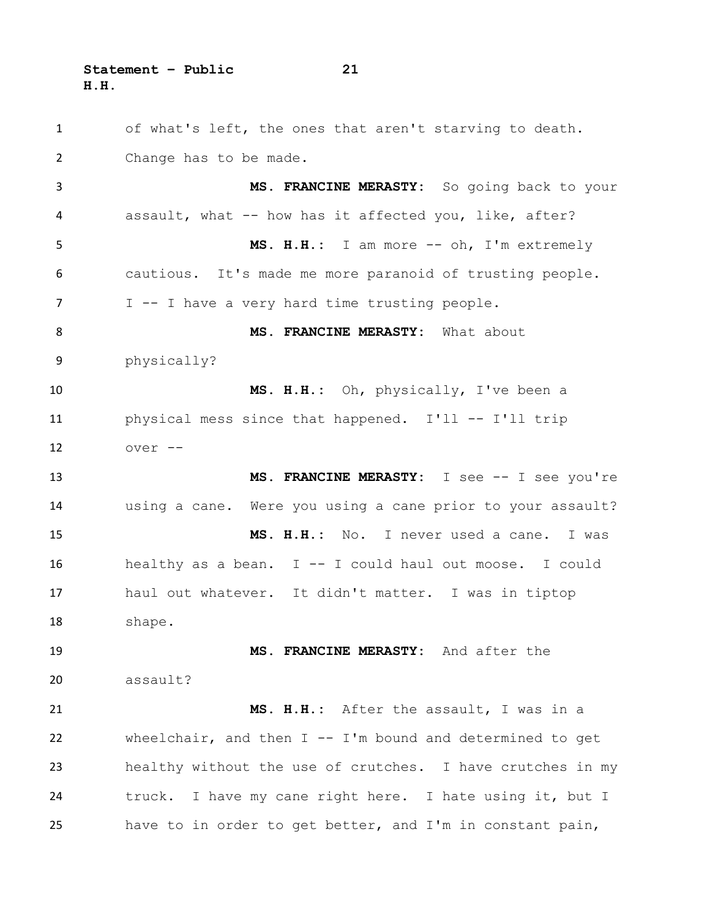of what's left, the ones that aren't starving to death. Change has to be made.

**MS. FRANCINE MERASTY:** So going back to your assault, what -- how has it affected you, like, after?

**MS. H.H.:** I am more -- oh, I'm extremely cautious. It's made me more paranoid of trusting people. I -- I have a very hard time trusting people.

**MS. FRANCINE MERASTY:** What about physically?

**MS. H.H.:** Oh, physically, I've been a physical mess since that happened. I'll -- I'll trip over --

**MS. FRANCINE MERASTY:** I see -- I see you're using a cane. Were you using a cane prior to your assault?

**MS. H.H.:** No. I never used a cane. I was healthy as a bean. I -- I could haul out moose. I could haul out whatever. It didn't matter. I was in tiptop shape.

**MS. FRANCINE MERASTY:** And after the assault?

**MS. H.H.:** After the assault, I was in a wheelchair, and then I -- I'm bound and determined to get healthy without the use of crutches. I have crutches in my truck. I have my cane right here. I hate using it, but I have to in order to get better, and I'm in constant pain,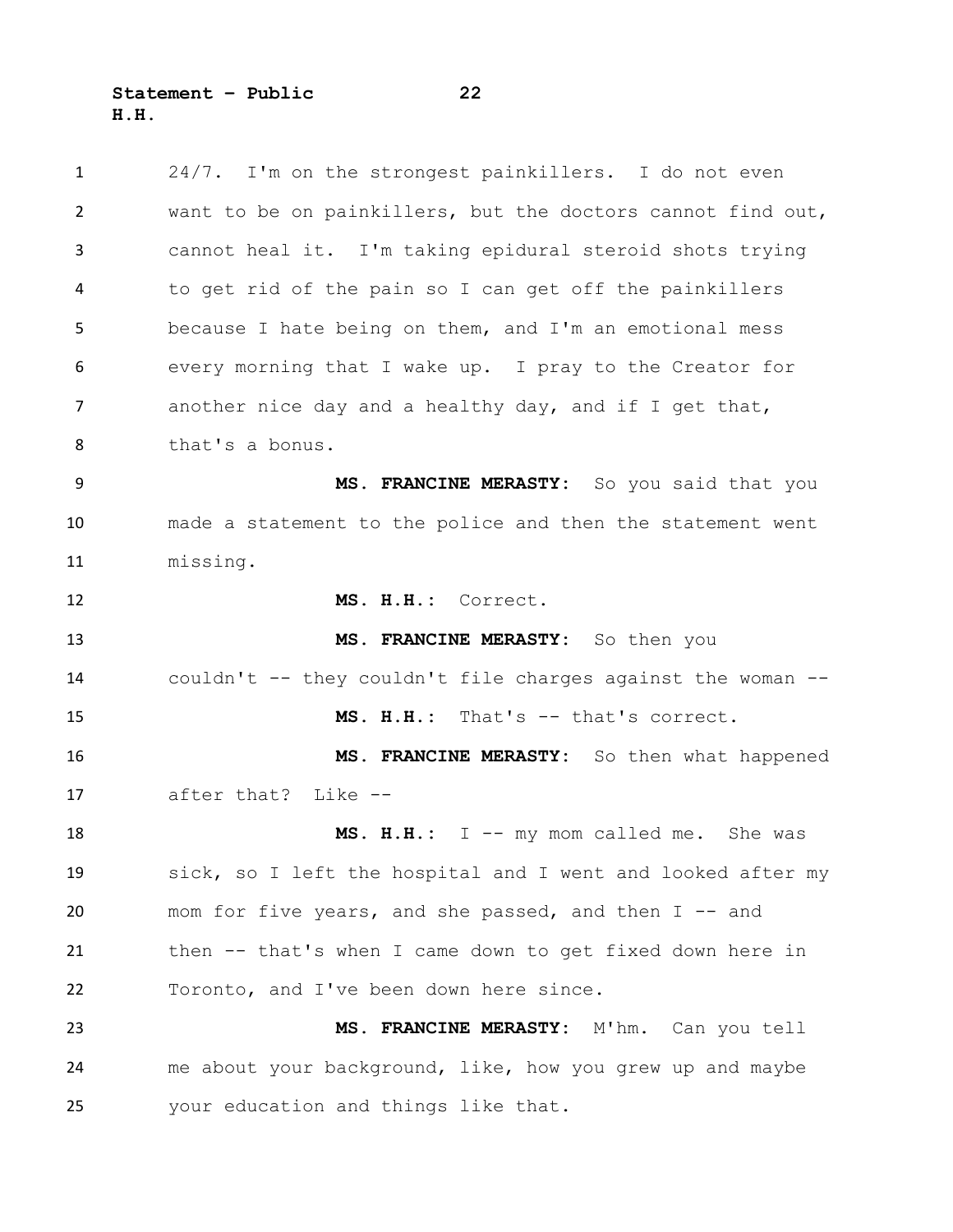24/7. I'm on the strongest painkillers. I do not even want to be on painkillers, but the doctors cannot find out, cannot heal it. I'm taking epidural steroid shots trying to get rid of the pain so I can get off the painkillers because I hate being on them, and I'm an emotional mess every morning that I wake up. I pray to the Creator for another nice day and a healthy day, and if I get that, that's a bonus.

**MS. FRANCINE MERASTY:** So you said that you made a statement to the police and then the statement went missing.

**MS. H.H.:** Correct.

**MS. FRANCINE MERASTY:** So then you couldn't -- they couldn't file charges against the woman --

**MS. H.H.:** That's -- that's correct.

**MS. FRANCINE MERASTY:** So then what happened after that? Like --

**MS. H.H.:** I -- my mom called me. She was sick, so I left the hospital and I went and looked after my mom for five years, and she passed, and then I -- and then -- that's when I came down to get fixed down here in Toronto, and I've been down here since.

**MS. FRANCINE MERASTY:** M'hm. Can you tell me about your background, like, how you grew up and maybe your education and things like that.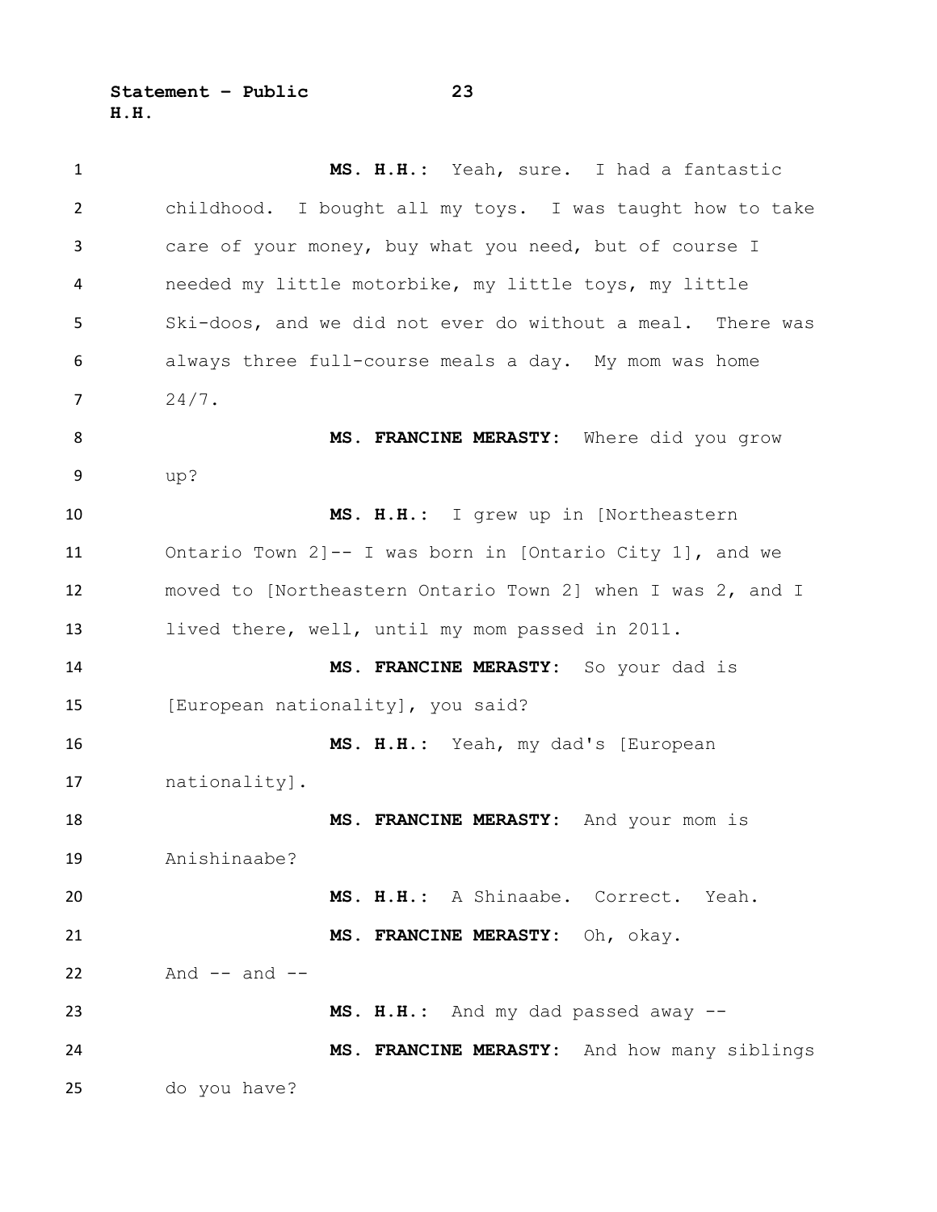**MS. H.H.:** Yeah, sure. I had a fantastic childhood. I bought all my toys. I was taught how to take care of your money, buy what you need, but of course I needed my little motorbike, my little toys, my little Ski-doos, and we did not ever do without a meal. There was always three full-course meals a day. My mom was home 24/7.

**MS. FRANCINE MERASTY:** Where did you grow up?

**MS. H.H.:** I grew up in [Northeastern Ontario Town 2]-- I was born in [Ontario City 1], and we moved to [Northeastern Ontario Town 2] when I was 2, and I lived there, well, until my mom passed in 2011.

**MS. FRANCINE MERASTY:** So your dad is [European nationality], you said?

**MS. H.H.:** Yeah, my dad's [European nationality].

**MS. FRANCINE MERASTY:** And your mom is Anishinaabe?

**MS. H.H.:** A Shinaabe. Correct. Yeah.

**MS. FRANCINE MERASTY:** Oh, okay. And -- and --

**MS. H.H.:** And my dad passed away --

**MS. FRANCINE MERASTY:** And how many siblings do you have?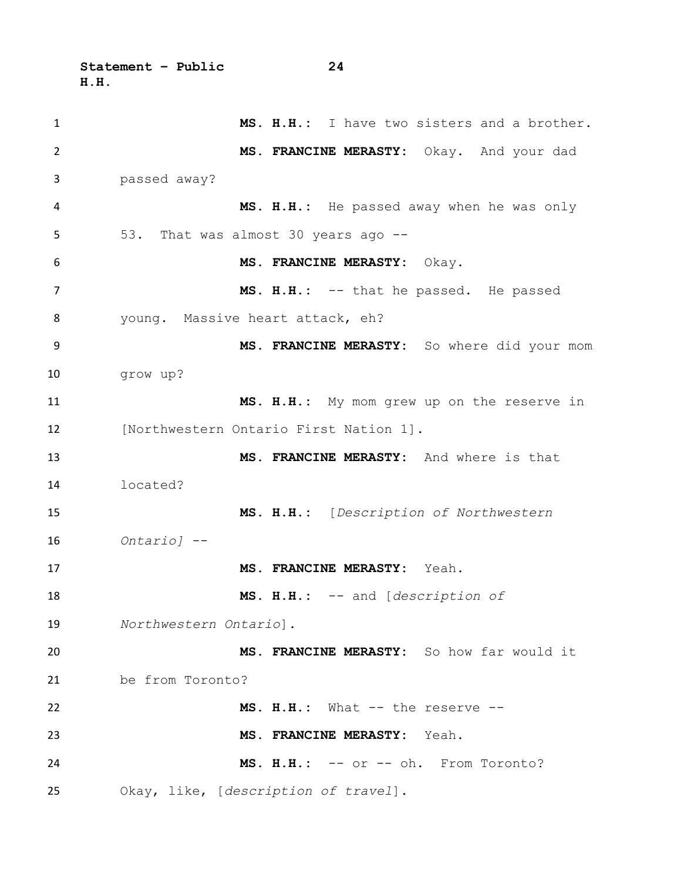**MS. H.H.:** I have two sisters and a brother.

**MS. FRANCINE MERASTY:** Okay. And your dad passed away?

**MS. H.H.:** He passed away when he was only 53. That was almost 30 years ago --

**MS. FRANCINE MERASTY:** Okay.

**MS. H.H.:** -- that he passed. He passed young. Massive heart attack, eh?

**MS. FRANCINE MERASTY:** So where did your mom grow up?

**MS. H.H.:** My mom grew up on the reserve in [Northwestern Ontario First Nation 1].

**MS. FRANCINE MERASTY:** And where is that located?

**MS. H.H.:** [*Description of Northwestern Ontario]* --

**MS. FRANCINE MERASTY:** Yeah.

**MS. H.H.:** -- and [*description of Northwestern Ontario*].

**MS. FRANCINE MERASTY:** So how far would it be from Toronto?

**MS. H.H.:** What -- the reserve --

**MS. FRANCINE MERASTY:** Yeah.

**MS. H.H.:** -- or -- oh. From Toronto? Okay, like, [*description of travel*].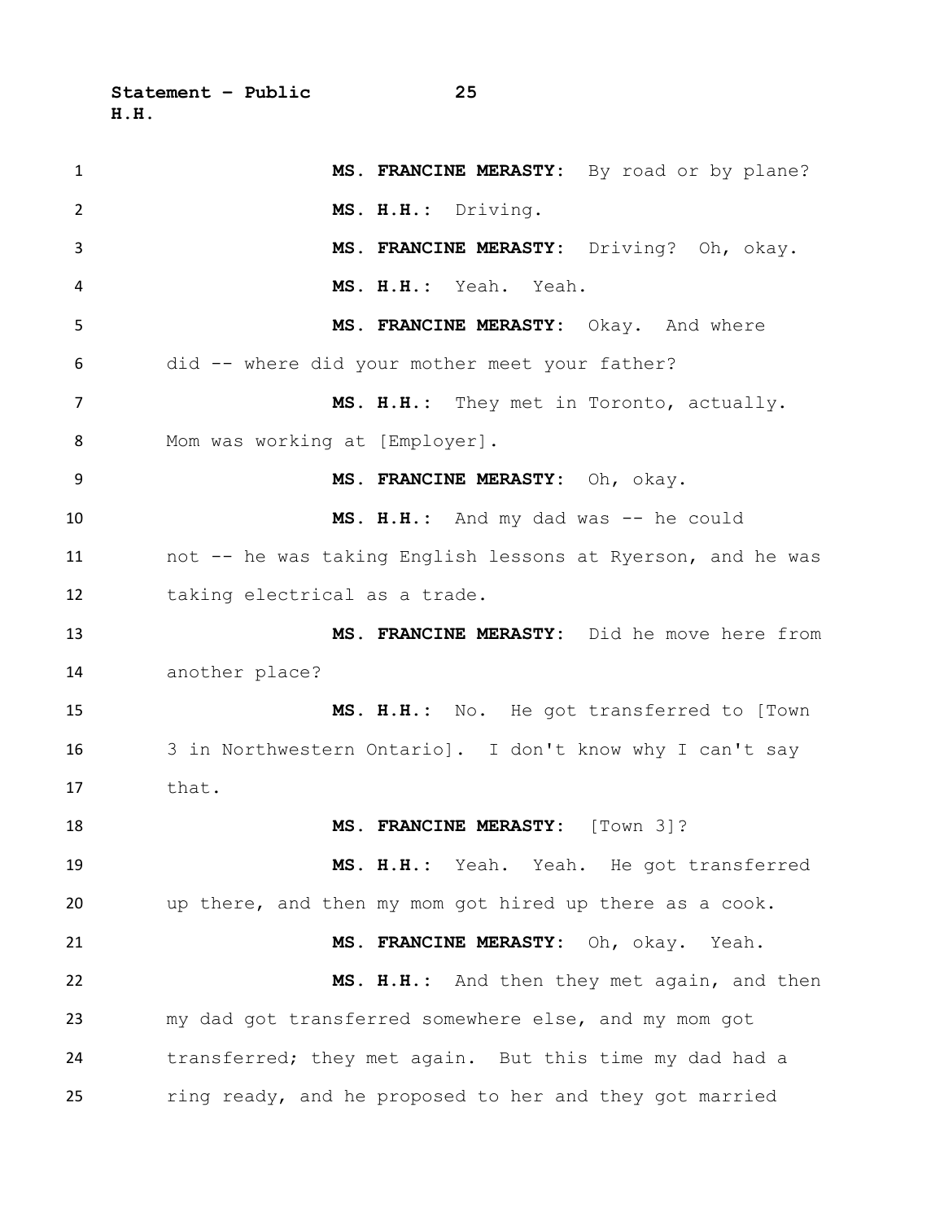**MS. FRANCINE MERASTY:** By road or by plane?

**MS. H.H.:** Driving.

**MS. FRANCINE MERASTY:** Driving? Oh, okay.

**MS. H.H.:** Yeah. Yeah.

**MS. FRANCINE MERASTY:** Okay. And where did -- where did your mother meet your father?

**MS. H.H.:** They met in Toronto, actually. Mom was working at [Employer].

**MS. FRANCINE MERASTY:** Oh, okay.

**MS. H.H.:** And my dad was -- he could not -- he was taking English lessons at Ryerson, and he was taking electrical as a trade.

**MS. FRANCINE MERASTY:** Did he move here from another place?

**MS. H.H.:** No. He got transferred to [Town 3 in Northwestern Ontario]. I don't know why I can't say that.

**MS. FRANCINE MERASTY:** [Town 3]?

**MS. H.H.:** Yeah. Yeah. He got transferred up there, and then my mom got hired up there as a cook.

**MS. FRANCINE MERASTY:** Oh, okay. Yeah.

**MS. H.H.:** And then they met again, and then my dad got transferred somewhere else, and my mom got transferred; they met again. But this time my dad had a ring ready, and he proposed to her and they got married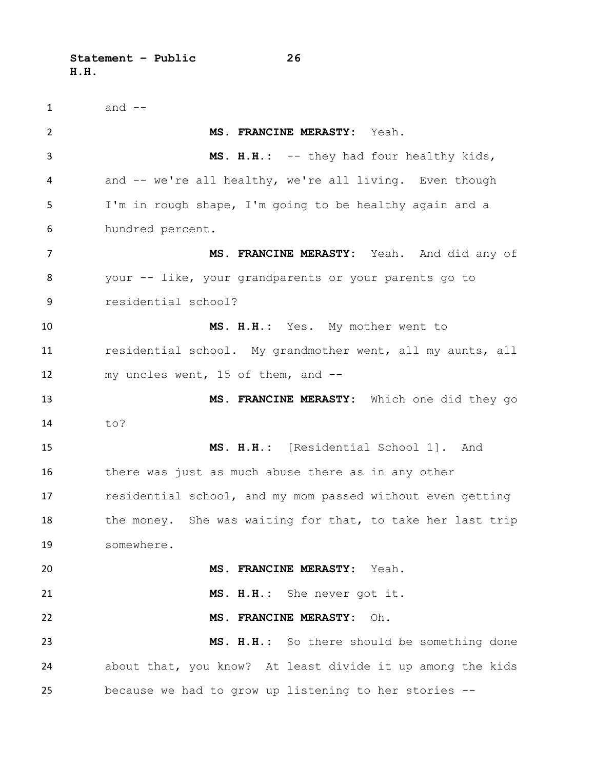and --

**MS. FRANCINE MERASTY:** Yeah.

**MS. H.H.:** -- they had four healthy kids, and -- we're all healthy, we're all living. Even though I'm in rough shape, I'm going to be healthy again and a hundred percent.

**MS. FRANCINE MERASTY:** Yeah. And did any of your -- like, your grandparents or your parents go to residential school?

**MS. H.H.:** Yes. My mother went to residential school. My grandmother went, all my aunts, all my uncles went, 15 of them, and --

**MS. FRANCINE MERASTY:** Which one did they go to?

**MS. H.H.:** [Residential School 1]. And there was just as much abuse there as in any other residential school, and my mom passed without even getting the money. She was waiting for that, to take her last trip somewhere.

**MS. FRANCINE MERASTY:** Yeah.

**MS. H.H.:** She never got it.

**MS. FRANCINE MERASTY:** Oh.

**MS. H.H.:** So there should be something done about that, you know? At least divide it up among the kids because we had to grow up listening to her stories --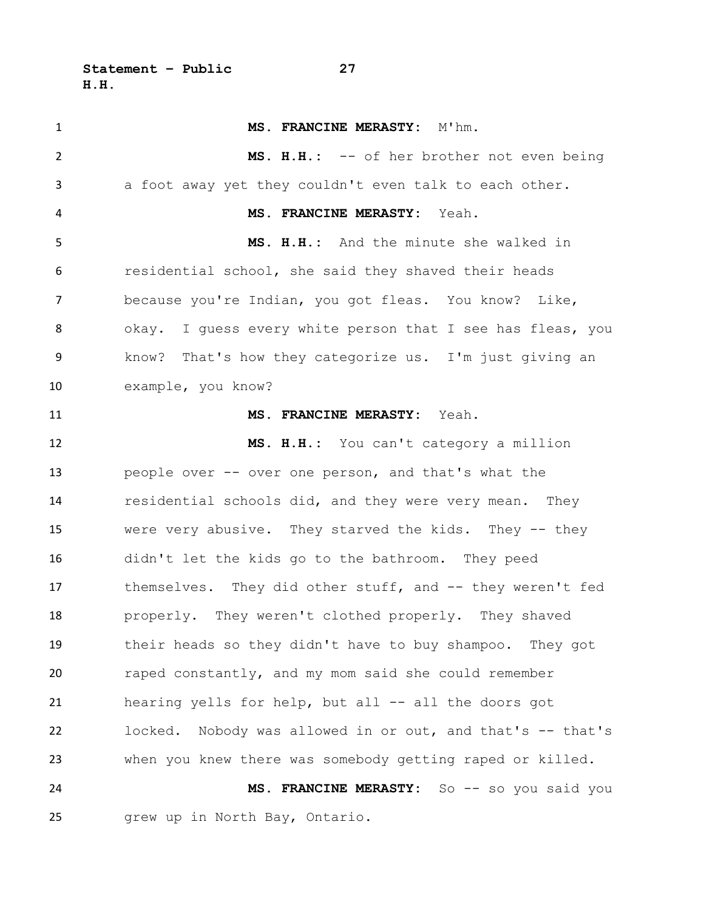**MS. FRANCINE MERASTY:** M'hm.

**MS. H.H.:** -- of her brother not even being a foot away yet they couldn't even talk to each other.

**MS. FRANCINE MERASTY:** Yeah.

**MS. H.H.:** And the minute she walked in residential school, she said they shaved their heads because you're Indian, you got fleas. You know? Like, okay. I guess every white person that I see has fleas, you know? That's how they categorize us. I'm just giving an example, you know?

**MS. FRANCINE MERASTY:** Yeah.

**MS. H.H.:** You can't category a million people over -- over one person, and that's what the residential schools did, and they were very mean. They were very abusive. They starved the kids. They -- they didn't let the kids go to the bathroom. They peed themselves. They did other stuff, and -- they weren't fed properly. They weren't clothed properly. They shaved their heads so they didn't have to buy shampoo. They got raped constantly, and my mom said she could remember hearing yells for help, but all -- all the doors got locked. Nobody was allowed in or out, and that's -- that's when you knew there was somebody getting raped or killed.

**MS. FRANCINE MERASTY:** So -- so you said you grew up in North Bay, Ontario.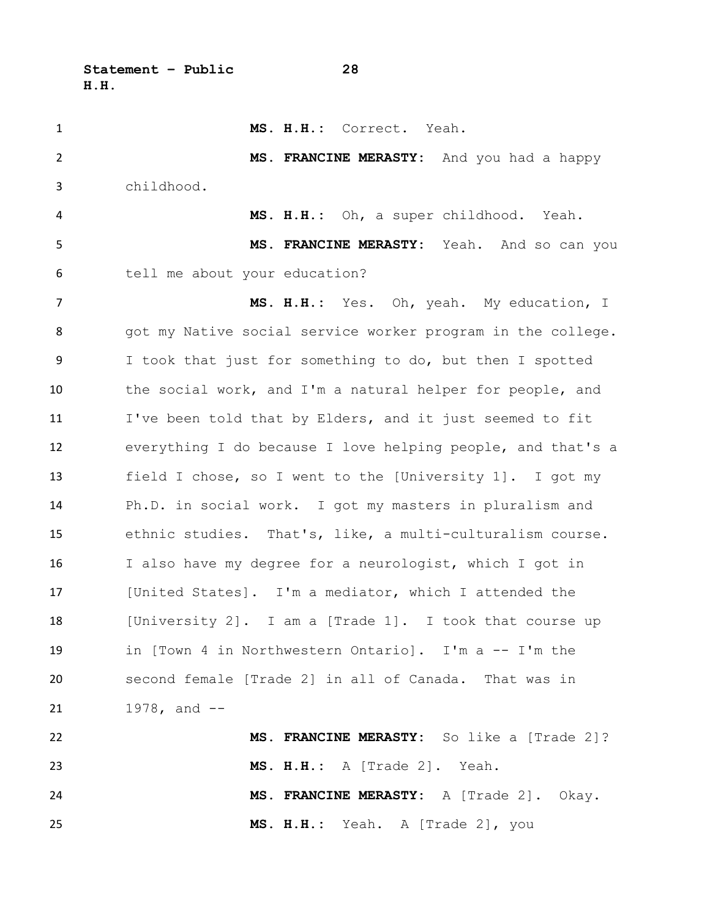**MS. H.H.:** Correct. Yeah.

**MS. FRANCINE MERASTY:** And you had a happy childhood.

**MS. H.H.:** Oh, a super childhood. Yeah.

**MS. FRANCINE MERASTY:** Yeah. And so can you tell me about your education?

**MS. H.H.:** Yes. Oh, yeah. My education, I got my Native social service worker program in the college. I took that just for something to do, but then I spotted the social work, and I'm a natural helper for people, and I've been told that by Elders, and it just seemed to fit everything I do because I love helping people, and that's a field I chose, so I went to the [University 1]. I got my Ph.D. in social work. I got my masters in pluralism and ethnic studies. That's, like, a multi-culturalism course. I also have my degree for a neurologist, which I got in [United States]. I'm a mediator, which I attended the [University 2]. I am a [Trade 1]. I took that course up in [Town 4 in Northwestern Ontario]. I'm a -- I'm the second female [Trade 2] in all of Canada. That was in 1978, and --

**MS. FRANCINE MERASTY:** So like a [Trade 2]?

**MS. H.H.:** A [Trade 2]. Yeah.

**MS. FRANCINE MERASTY:** A [Trade 2]. Okay.

**MS. H.H.:** Yeah. A [Trade 2], you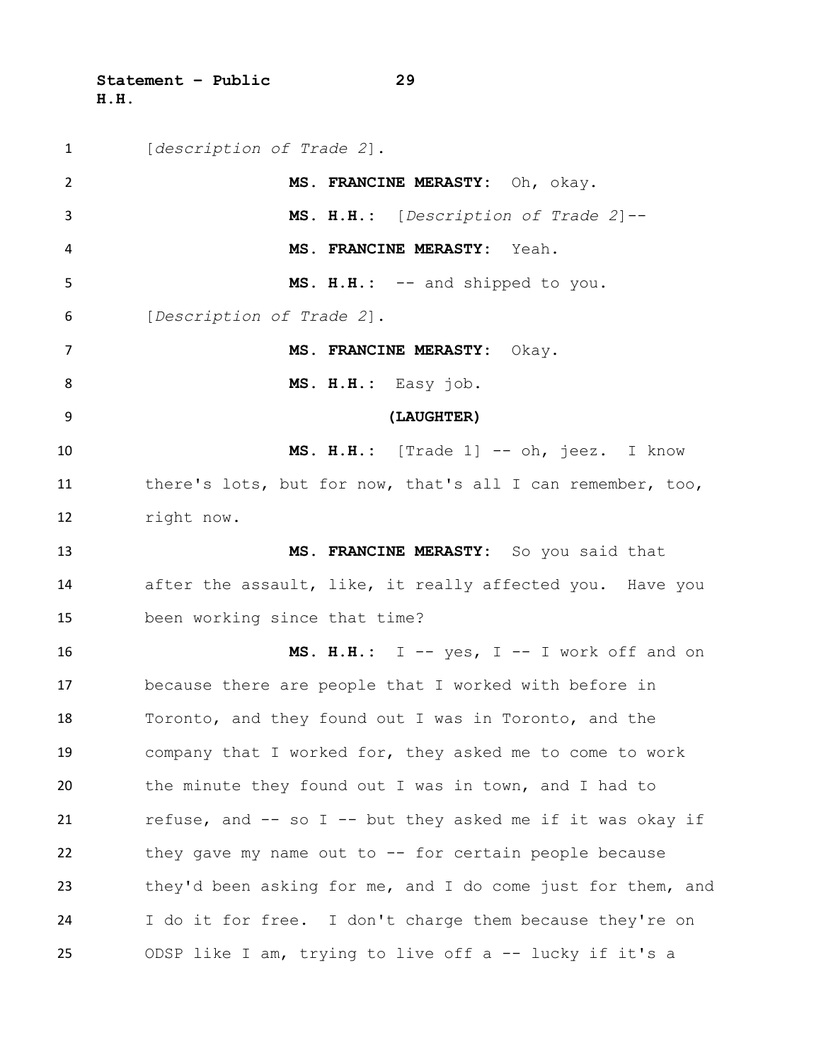[*description of Trade 2*].

**MS. FRANCINE MERASTY:** Oh, okay.

**MS. H.H.:** [*Description of Trade 2*]--

**MS. FRANCINE MERASTY:** Yeah.

**MS. H.H.:** -- and shipped to you.

[*Description of Trade 2*].

**MS. FRANCINE MERASTY:** Okay.

**MS. H.H.:** Easy job.

**(LAUGHTER)**

**MS. H.H.:** [Trade 1] -- oh, jeez. I know there's lots, but for now, that's all I can remember, too, right now.

**MS. FRANCINE MERASTY:** So you said that after the assault, like, it really affected you. Have you been working since that time?

**MS. H.H.:** I -- yes, I -- I work off and on because there are people that I worked with before in Toronto, and they found out I was in Toronto, and the company that I worked for, they asked me to come to work the minute they found out I was in town, and I had to refuse, and -- so I -- but they asked me if it was okay if they gave my name out to -- for certain people because they'd been asking for me, and I do come just for them, and I do it for free. I don't charge them because they're on ODSP like I am, trying to live off a -- lucky if it's a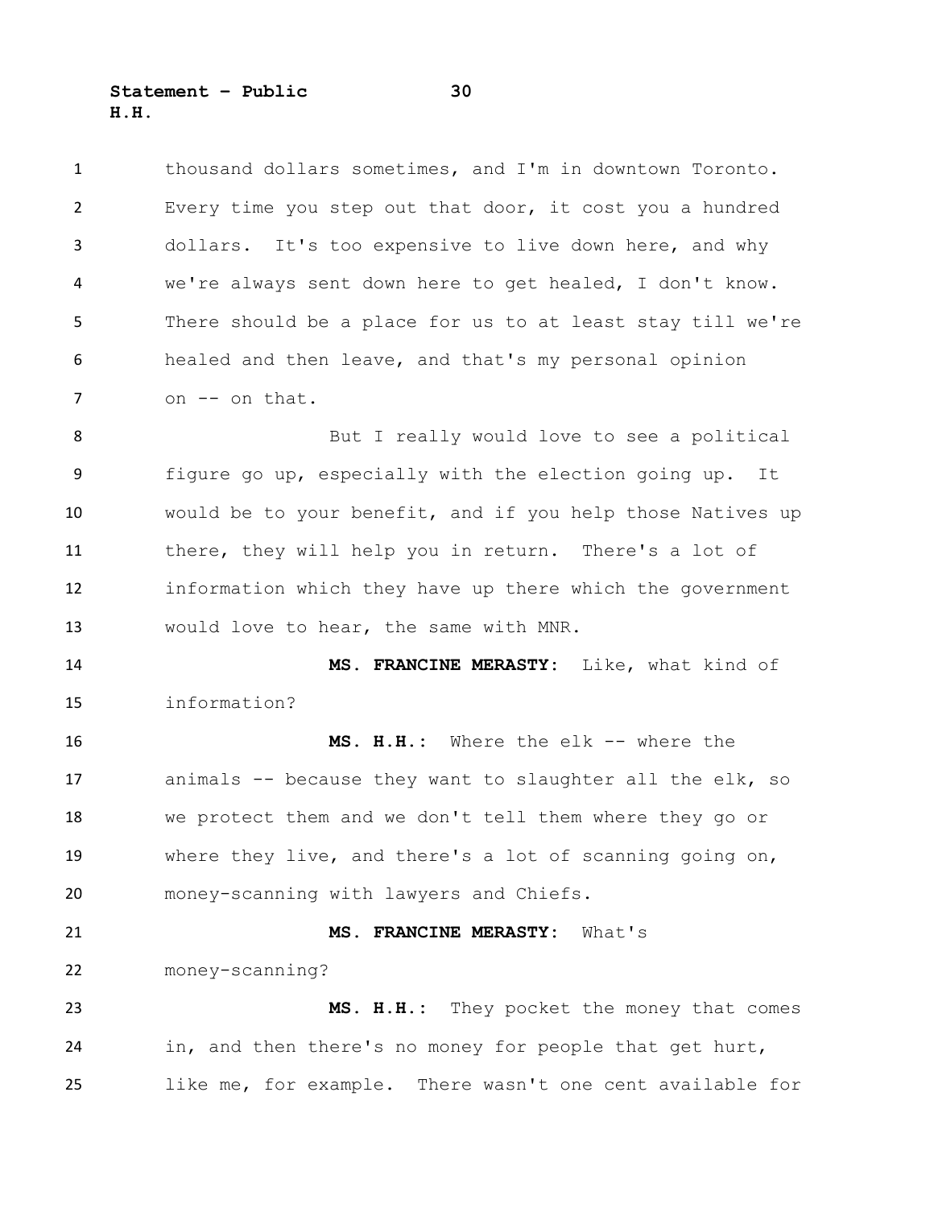thousand dollars sometimes, and I'm in downtown Toronto. Every time you step out that door, it cost you a hundred dollars. It's too expensive to live down here, and why we're always sent down here to get healed, I don't know. There should be a place for us to at least stay till we're healed and then leave, and that's my personal opinion on -- on that.

But I really would love to see a political figure go up, especially with the election going up. It would be to your benefit, and if you help those Natives up there, they will help you in return. There's a lot of information which they have up there which the government would love to hear, the same with MNR.

**MS. FRANCINE MERASTY:** Like, what kind of information?

**MS. H.H.:** Where the elk -- where the animals -- because they want to slaughter all the elk, so we protect them and we don't tell them where they go or where they live, and there's a lot of scanning going on, money-scanning with lawyers and Chiefs.

**MS. FRANCINE MERASTY:** What's money-scanning?

**MS. H.H.:** They pocket the money that comes in, and then there's no money for people that get hurt, like me, for example. There wasn't one cent available for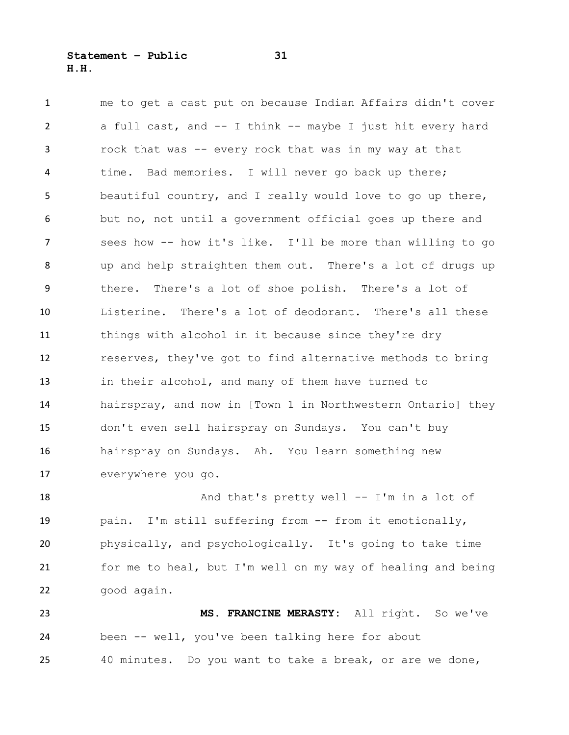me to get a cast put on because Indian Affairs didn't cover a full cast, and -- I think -- maybe I just hit every hard rock that was -- every rock that was in my way at that time. Bad memories. I will never go back up there; beautiful country, and I really would love to go up there, but no, not until a government official goes up there and sees how -- how it's like. I'll be more than willing to go up and help straighten them out. There's a lot of drugs up there. There's a lot of shoe polish. There's a lot of Listerine. There's a lot of deodorant. There's all these things with alcohol in it because since they're dry reserves, they've got to find alternative methods to bring in their alcohol, and many of them have turned to hairspray, and now in [Town 1 in Northwestern Ontario] they don't even sell hairspray on Sundays. You can't buy hairspray on Sundays. Ah. You learn something new everywhere you go.

And that's pretty well -- I'm in a lot of pain. I'm still suffering from -- from it emotionally, physically, and psychologically. It's going to take time for me to heal, but I'm well on my way of healing and being good again.

**MS. FRANCINE MERASTY:** All right. So we've been -- well, you've been talking here for about 40 minutes. Do you want to take a break, or are we done,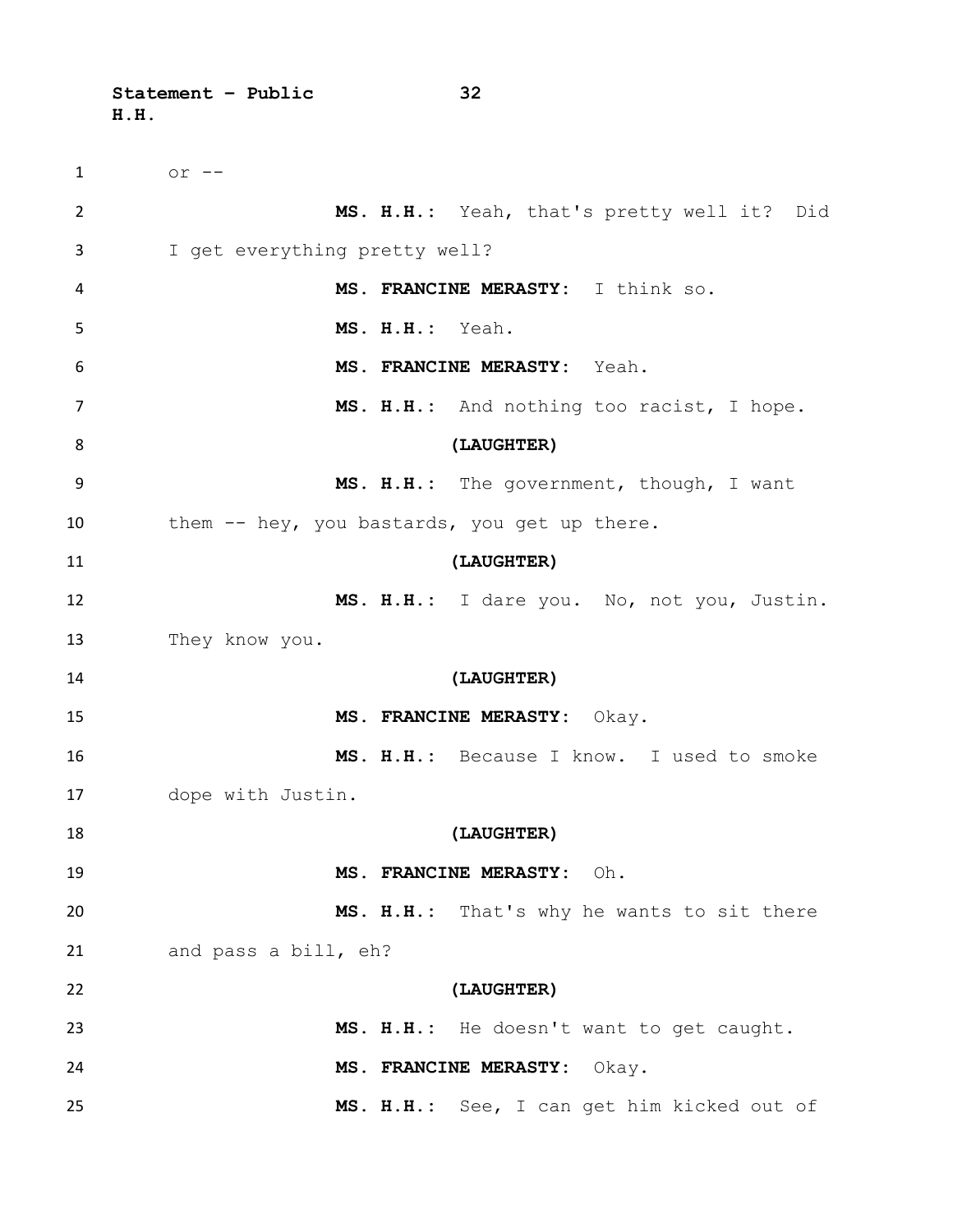or --

**MS. H.H.:** Yeah, that's pretty well it? Did I get everything pretty well?

**MS. FRANCINE MERASTY:** I think so.

**MS. H.H.:** Yeah.

**MS. FRANCINE MERASTY:** Yeah.

**MS. H.H.:** And nothing too racist, I hope.

**(LAUGHTER)**

**MS. H.H.:** The government, though, I want them -- hey, you bastards, you get up there.

**(LAUGHTER)**

**MS. H.H.:** I dare you. No, not you, Justin. They know you.

**(LAUGHTER)**

**MS. FRANCINE MERASTY:** Okay.

**MS. H.H.:** Because I know. I used to smoke dope with Justin.

**(LAUGHTER)**

**MS. FRANCINE MERASTY:** Oh.

**MS. H.H.:** That's why he wants to sit there and pass a bill, eh?

**(LAUGHTER)**

**MS. H.H.:** He doesn't want to get caught.

**MS. FRANCINE MERASTY:** Okay.

**MS. H.H.:** See, I can get him kicked out of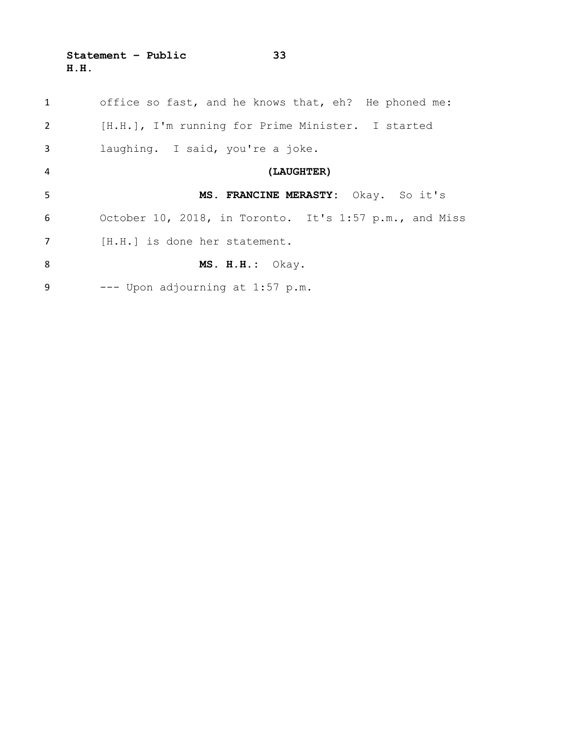office so fast, and he knows that, eh? He phoned me: [H.H.], I'm running for Prime Minister. I started laughing. I said, you're a joke.

**(LAUGHTER)**

**MS. FRANCINE MERASTY:** Okay. So it's October 10, 2018, in Toronto. It's 1:57 p.m., and Miss [H.H.] is done her statement.

**MS. H.H.:** Okay.

--- Upon adjourning at 1:57 p.m.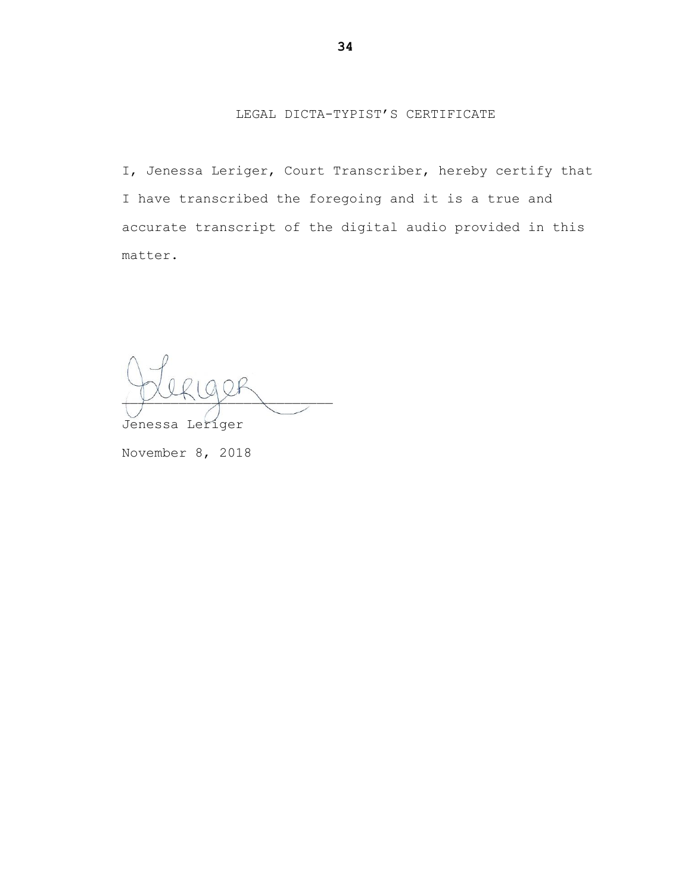# LEGAL DICTA-TYPIST'S CERTIFICATE

I, Jenessa Leriger, Court Transcriber, hereby certify that I have transcribed the foregoing and it is a true and accurate transcript of the digital audio provided in this matter.

___________________________

Jenessa Leriger

November 8, 2018